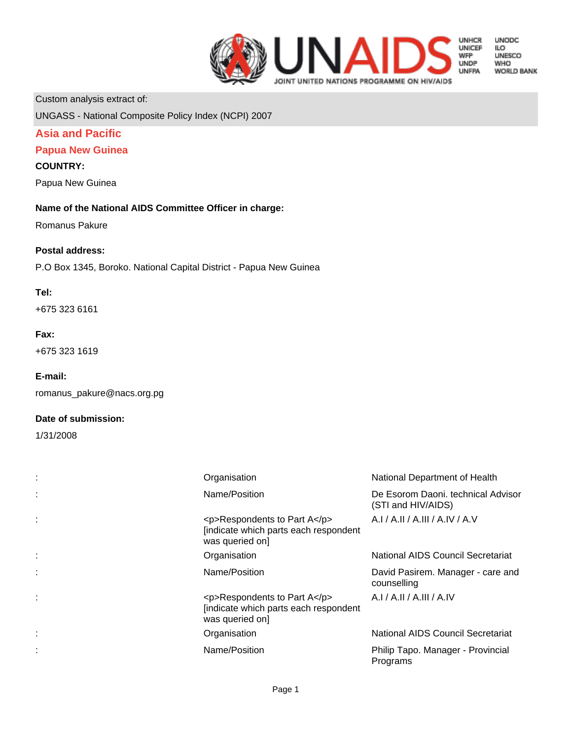Custom analysis extract of:

UNGASS - National Composite Policy Index (NCPI) 2007

## Asia and Pacific

## Papua New Guinea

**COUNTRY:**

Papua New Guinea

**Name of the National AIDS Committee Officer in charge:**

Romanus Pakure

**Postal address:**

P.O Box 1345, Boroko. National Capital District - Papua New Guinea

**Tel:**

+675 323 6161

**Fax:**

+675 323 1619

**E-mail:**

romanus_pakure@nacs.org.pg

**Date of submission:**

1/31/2008

| | | |
|---|---|---|
| : | Organisation | National Department of Health |
| : | Name/Position | De Esorom Daoni. technical Advisor (STI and HIV/AIDS) |
| : | <p>Respondents to Part A</p> [indicate which parts each respondent was queried on] | A.I / A.II / A.III / A.IV / A.V |
| : | Organisation | National AIDS Council Secretariat |
| : | Name/Position | David Pasirem. Manager - care and counselling |
| : | <p>Respondents to Part A</p> [indicate which parts each respondent was queried on] | A.I / A.II / A.III / A.IV |
| : | Organisation | National AIDS Council Secretariat |
| : | Name/Position | Philip Tapo. Manager - Provincial Programs |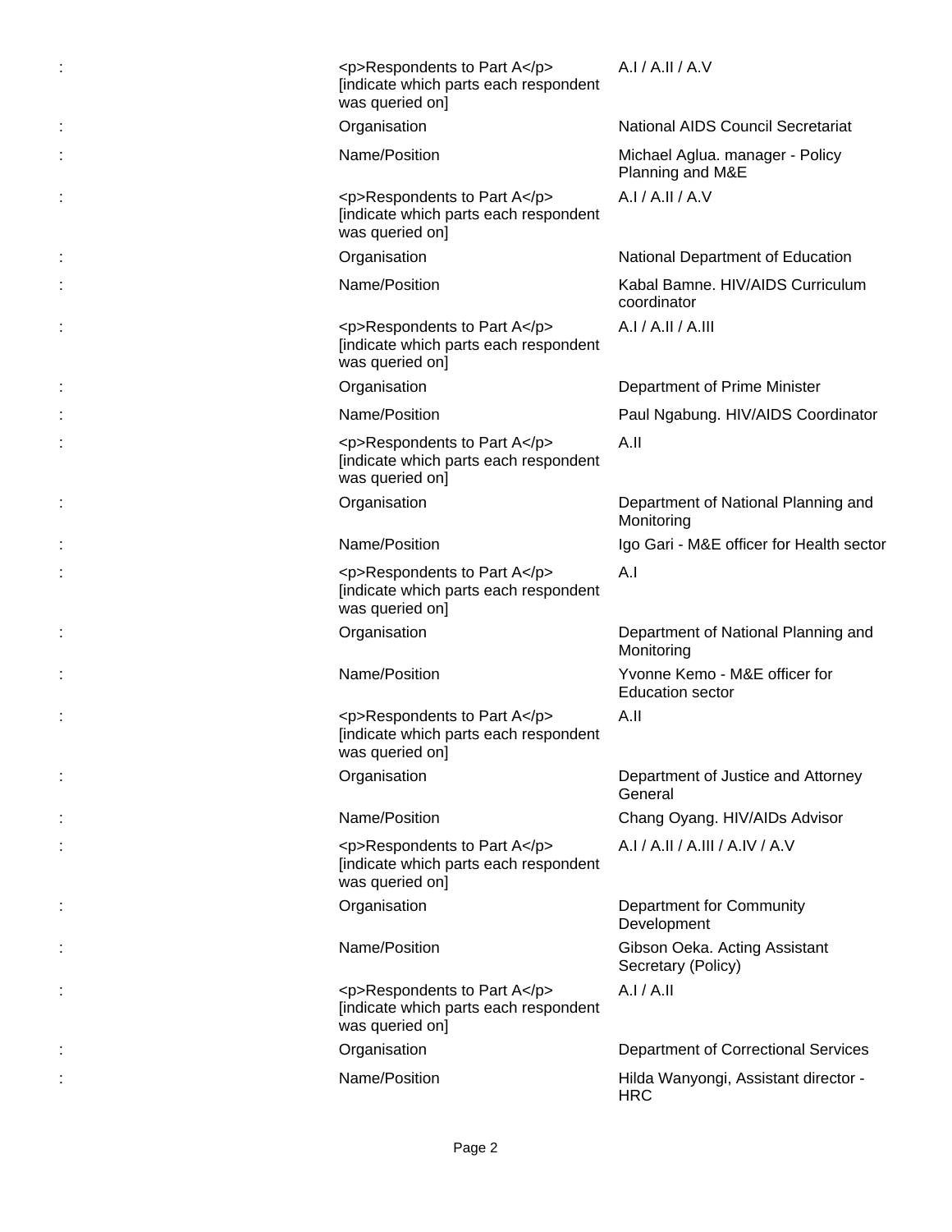| | | |
|---|---|---|
| : | <p>Respondents to Part A</p> [indicate which parts each respondent was queried on] | A.I / A.II / A.V |
| : | Organisation | National AIDS Council Secretariat |
| : | Name/Position | Michael Aglua. manager - Policy Planning and M&E |
| : | <p>Respondents to Part A</p> [indicate which parts each respondent was queried on] | A.I / A.II / A.V |
| : | Organisation | National Department of Education |
| : | Name/Position | Kabal Bamne. HIV/AIDS Curriculum coordinator |
| : | <p>Respondents to Part A</p> [indicate which parts each respondent was queried on] | A.I / A.II / A.III |
| : | Organisation | Department of Prime Minister |
| : | Name/Position | Paul Ngabung. HIV/AIDS Coordinator |
| : | <p>Respondents to Part A</p> [indicate which parts each respondent was queried on] | A.II |
| : | Organisation | Department of National Planning and Monitoring |
| : | Name/Position | Igo Gari - M&E officer for Health sector |
| : | <p>Respondents to Part A</p> [indicate which parts each respondent was queried on] | A.I |
| : | Organisation | Department of National Planning and Monitoring |
| : | Name/Position | Yvonne Kemo - M&E officer for Education sector |
| : | <p>Respondents to Part A</p> [indicate which parts each respondent was queried on] | A.II |
| : | Organisation | Department of Justice and Attorney General |
| : | Name/Position | Chang Oyang. HIV/AIDs Advisor |
| : | <p>Respondents to Part A</p> [indicate which parts each respondent was queried on] | A.I / A.II / A.III / A.IV / A.V |
| : | Organisation | Department for Community Development |
| : | Name/Position | Gibson Oeka. Acting Assistant Secretary (Policy) |
| : | <p>Respondents to Part A</p> [indicate which parts each respondent was queried on] | A.I / A.II |
| : | Organisation | Department of Correctional Services |
| : | Name/Position | Hilda Wanyongi, Assistant director - HRC |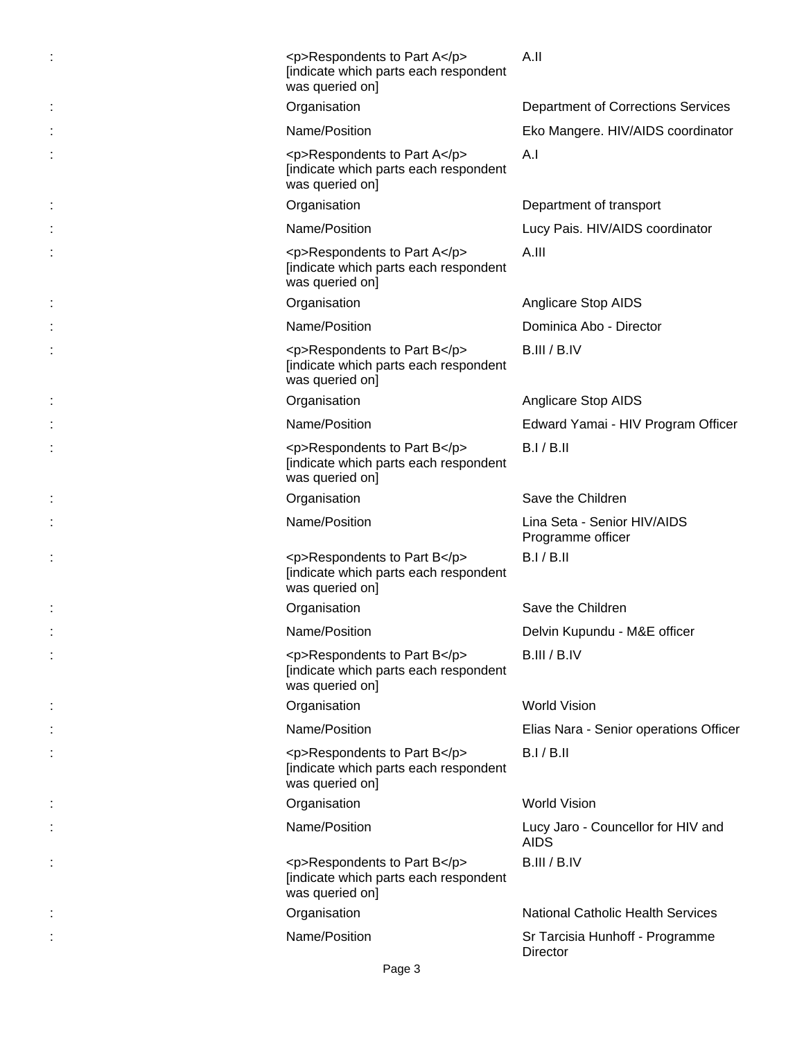| | | |
|---|---|---|
| : | <p>Respondents to Part A</p> [indicate which parts each respondent was queried on] | A.II |
| : | Organisation | Department of Corrections Services |
| : | Name/Position | Eko Mangere. HIV/AIDS coordinator |
| : | <p>Respondents to Part A</p> [indicate which parts each respondent was queried on] | A.I |
| : | Organisation | Department of transport |
| : | Name/Position | Lucy Pais. HIV/AIDS coordinator |
| : | <p>Respondents to Part A</p> [indicate which parts each respondent was queried on] | A.III |
| : | Organisation | Anglicare Stop AIDS |
| : | Name/Position | Dominica Abo - Director |
| : | <p>Respondents to Part B</p> [indicate which parts each respondent was queried on] | B.III / B.IV |
| : | Organisation | Anglicare Stop AIDS |
| : | Name/Position | Edward Yamai - HIV Program Officer |
| : | <p>Respondents to Part B</p> [indicate which parts each respondent was queried on] | B.I / B.II |
| : | Organisation | Save the Children |
| : | Name/Position | Lina Seta - Senior HIV/AIDS Programme officer |
| : | <p>Respondents to Part B</p> [indicate which parts each respondent was queried on] | B.I / B.II |
| : | Organisation | Save the Children |
| : | Name/Position | Delvin Kupundu - M&E officer |
| : | <p>Respondents to Part B</p> [indicate which parts each respondent was queried on] | B.III / B.IV |
| : | Organisation | World Vision |
| : | Name/Position | Elias Nara - Senior operations Officer |
| : | <p>Respondents to Part B</p> [indicate which parts each respondent was queried on] | B.I / B.II |
| : | Organisation | World Vision |
| : | Name/Position | Lucy Jaro - Councellor for HIV and AIDS |
| : | <p>Respondents to Part B</p> [indicate which parts each respondent was queried on] | B.III / B.IV |
| : | Organisation | National Catholic Health Services |
| : | Name/Position | Sr Tarcisia Hunhoff - Programme Director |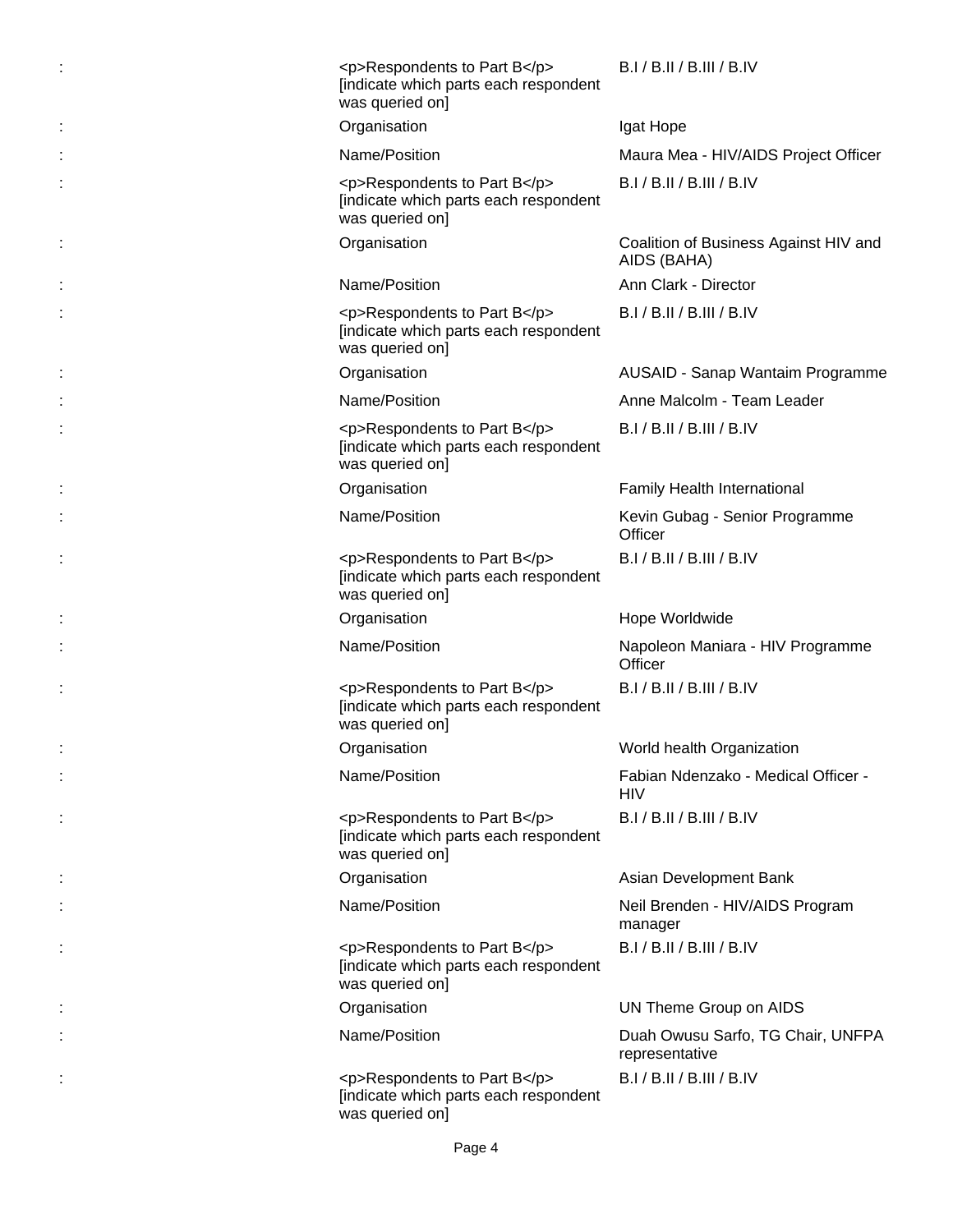| | | |
|---|---|---|
| : | <p>Respondents to Part B</p> [indicate which parts each respondent was queried on] | B.I / B.II / B.III / B.IV |
| : | Organisation | Igat Hope |
| : | Name/Position | Maura Mea - HIV/AIDS Project Officer |
| : | <p>Respondents to Part B</p> [indicate which parts each respondent was queried on] | B.I / B.II / B.III / B.IV |
| : | Organisation | Coalition of Business Against HIV and AIDS (BAHA) |
| : | Name/Position | Ann Clark - Director |
| : | <p>Respondents to Part B</p> [indicate which parts each respondent was queried on] | B.I / B.II / B.III / B.IV |
| : | Organisation | AUSAID - Sanap Wantaim Programme |
| : | Name/Position | Anne Malcolm - Team Leader |
| : | <p>Respondents to Part B</p> [indicate which parts each respondent was queried on] | B.I / B.II / B.III / B.IV |
| : | Organisation | Family Health International |
| : | Name/Position | Kevin Gubag - Senior Programme Officer |
| : | <p>Respondents to Part B</p> [indicate which parts each respondent was queried on] | B.I / B.II / B.III / B.IV |
| : | Organisation | Hope Worldwide |
| : | Name/Position | Napoleon Maniara - HIV Programme Officer |
| : | <p>Respondents to Part B</p> [indicate which parts each respondent was queried on] | B.I / B.II / B.III / B.IV |
| : | Organisation | World health Organization |
| : | Name/Position | Fabian Ndenzako - Medical Officer - HIV |
| : | <p>Respondents to Part B</p> [indicate which parts each respondent was queried on] | B.I / B.II / B.III / B.IV |
| : | Organisation | Asian Development Bank |
| : | Name/Position | Neil Brenden - HIV/AIDS Program manager |
| : | <p>Respondents to Part B</p> [indicate which parts each respondent was queried on] | B.I / B.II / B.III / B.IV |
| : | Organisation | UN Theme Group on AIDS |
| : | Name/Position | Duah Owusu Sarfo, TG Chair, UNFPA representative |
| : | <p>Respondents to Part B</p> [indicate which parts each respondent was queried on] | B.I / B.II / B.III / B.IV |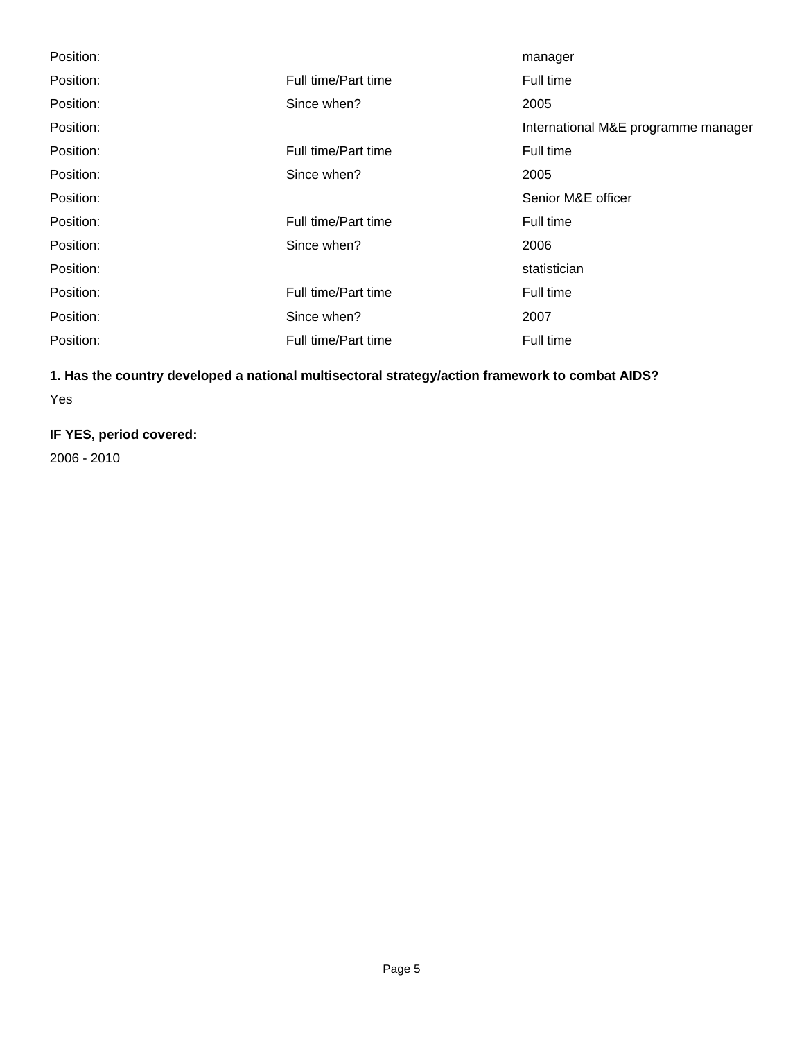| | | |
|---|---|---|
| Position: | | manager |
| Position: | Full time/Part time | Full time |
| Position: | Since when? | 2005 |
| Position: | | International M&E programme manager |
| Position: | Full time/Part time | Full time |
| Position: | Since when? | 2005 |
| Position: | | Senior M&E officer |
| Position: | Full time/Part time | Full time |
| Position: | Since when? | 2006 |
| Position: | | statistician |
| Position: | Full time/Part time | Full time |
| Position: | Since when? | 2007 |
| Position: | Full time/Part time | Full time |

**1. Has the country developed a national multisectoral strategy/action framework to combat AIDS?**

Yes

**IF YES, period covered:**

2006 - 2010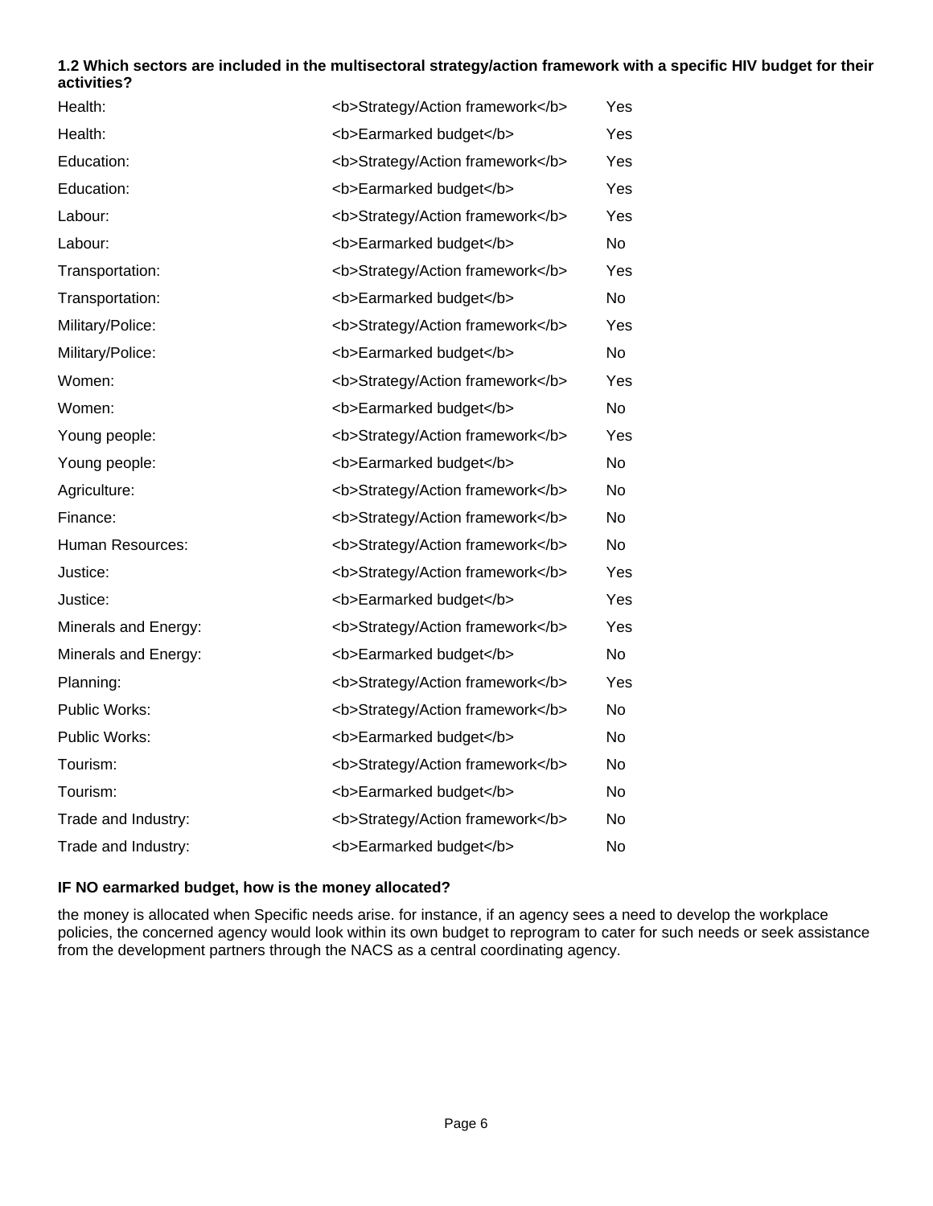**1.2 Which sectors are included in the multisectoral strategy/action framework with a specific HIV budget for their activities?**

| | | |
|---|---|---|
| Health: | <b>Strategy/Action framework</b> | Yes |
| Health: | <b>Earmarked budget</b> | Yes |
| Education: | <b>Strategy/Action framework</b> | Yes |
| Education: | <b>Earmarked budget</b> | Yes |
| Labour: | <b>Strategy/Action framework</b> | Yes |
| Labour: | <b>Earmarked budget</b> | No |
| Transportation: | <b>Strategy/Action framework</b> | Yes |
| Transportation: | <b>Earmarked budget</b> | No |
| Military/Police: | <b>Strategy/Action framework</b> | Yes |
| Military/Police: | <b>Earmarked budget</b> | No |
| Women: | <b>Strategy/Action framework</b> | Yes |
| Women: | <b>Earmarked budget</b> | No |
| Young people: | <b>Strategy/Action framework</b> | Yes |
| Young people: | <b>Earmarked budget</b> | No |
| Agriculture: | <b>Strategy/Action framework</b> | No |
| Finance: | <b>Strategy/Action framework</b> | No |
| Human Resources: | <b>Strategy/Action framework</b> | No |
| Justice: | <b>Strategy/Action framework</b> | Yes |
| Justice: | <b>Earmarked budget</b> | Yes |
| Minerals and Energy: | <b>Strategy/Action framework</b> | Yes |
| Minerals and Energy: | <b>Earmarked budget</b> | No |
| Planning: | <b>Strategy/Action framework</b> | Yes |
| Public Works: | <b>Strategy/Action framework</b> | No |
| Public Works: | <b>Earmarked budget</b> | No |
| Tourism: | <b>Strategy/Action framework</b> | No |
| Tourism: | <b>Earmarked budget</b> | No |
| Trade and Industry: | <b>Strategy/Action framework</b> | No |
| Trade and Industry: | <b>Earmarked budget</b> | No |

**IF NO earmarked budget, how is the money allocated?**

the money is allocated when Specific needs arise. for instance, if an agency sees a need to develop the workplace policies, the concerned agency would look within its own budget to reprogram to cater for such needs or seek assistance from the development partners through the NACS as a central coordinating agency.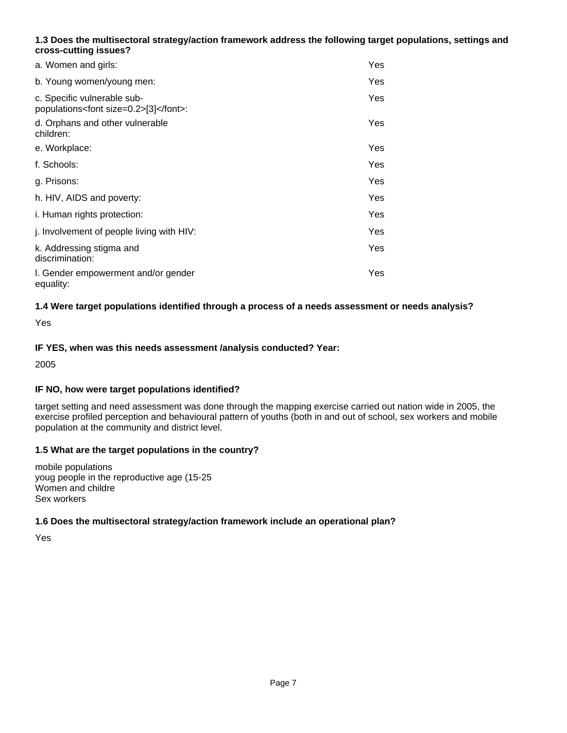**1.3 Does the multisectoral strategy/action framework address the following target populations, settings and cross-cutting issues?**

| | |
|---|---|
| a. Women and girls: | Yes |
| b. Young women/young men: | Yes |
| c. Specific vulnerable sub-populations<font size=0.2>[3]</font>: | Yes |
| d. Orphans and other vulnerable children: | Yes |
| e. Workplace: | Yes |
| f. Schools: | Yes |
| g. Prisons: | Yes |
| h. HIV, AIDS and poverty: | Yes |
| i. Human rights protection: | Yes |
| j. Involvement of people living with HIV: | Yes |
| k. Addressing stigma and discrimination: | Yes |
| l. Gender empowerment and/or gender equality: | Yes |

**1.4 Were target populations identified through a process of a needs assessment or needs analysis?**

Yes

**IF YES, when was this needs assessment /analysis conducted? Year:**

2005

**IF NO, how were target populations identified?**

target setting and need assessment was done through the mapping exercise carried out nation wide in 2005, the exercise profiled perception and behavioural pattern of youths (both in and out of school, sex workers and mobile population at the community and district level.

**1.5 What are the target populations in the country?**

mobile populations
youg people in the reproductive age (15-25
Women and childre
Sex workers

**1.6 Does the multisectoral strategy/action framework include an operational plan?**

Yes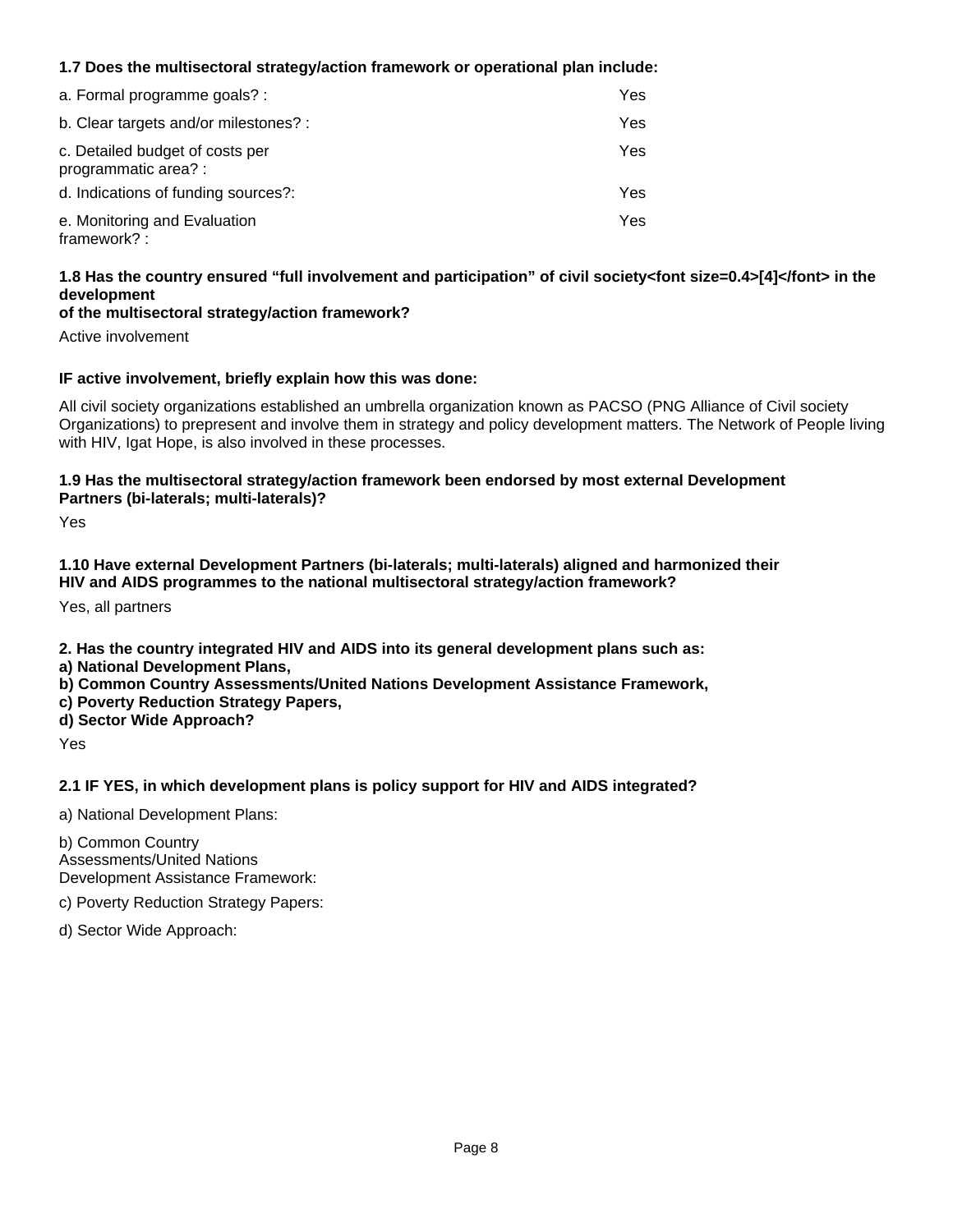**1.7 Does the multisectoral strategy/action framework or operational plan include:**

| | |
|---|---|
| a. Formal programme goals? : | Yes |
| b. Clear targets and/or milestones? : | Yes |
| c. Detailed budget of costs per programmatic area? : | Yes |
| d. Indications of funding sources?: | Yes |
| e. Monitoring and Evaluation framework? : | Yes |

**1.8 Has the country ensured "full involvement and participation" of civil society<font size=0.4>[4]</font> in the development of the multisectoral strategy/action framework?**

Active involvement

**IF active involvement, briefly explain how this was done:**

All civil society organizations established an umbrella organization known as PACSO (PNG Alliance of Civil society Organizations) to prepresent and involve them in strategy and policy development matters. The Network of People living with HIV, Igat Hope, is also involved in these processes.

**1.9 Has the multisectoral strategy/action framework been endorsed by most external Development Partners (bi-laterals; multi-laterals)?**

Yes

**1.10 Have external Development Partners (bi-laterals; multi-laterals) aligned and harmonized their HIV and AIDS programmes to the national multisectoral strategy/action framework?**

Yes, all partners

**2. Has the country integrated HIV and AIDS into its general development plans such as:**
**a) National Development Plans,**
**b) Common Country Assessments/United Nations Development Assistance Framework,**
**c) Poverty Reduction Strategy Papers,**
**d) Sector Wide Approach?**

Yes

**2.1 IF YES, in which development plans is policy support for HIV and AIDS integrated?**

a) National Development Plans:

b) Common Country Assessments/United Nations Development Assistance Framework:

c) Poverty Reduction Strategy Papers:

d) Sector Wide Approach: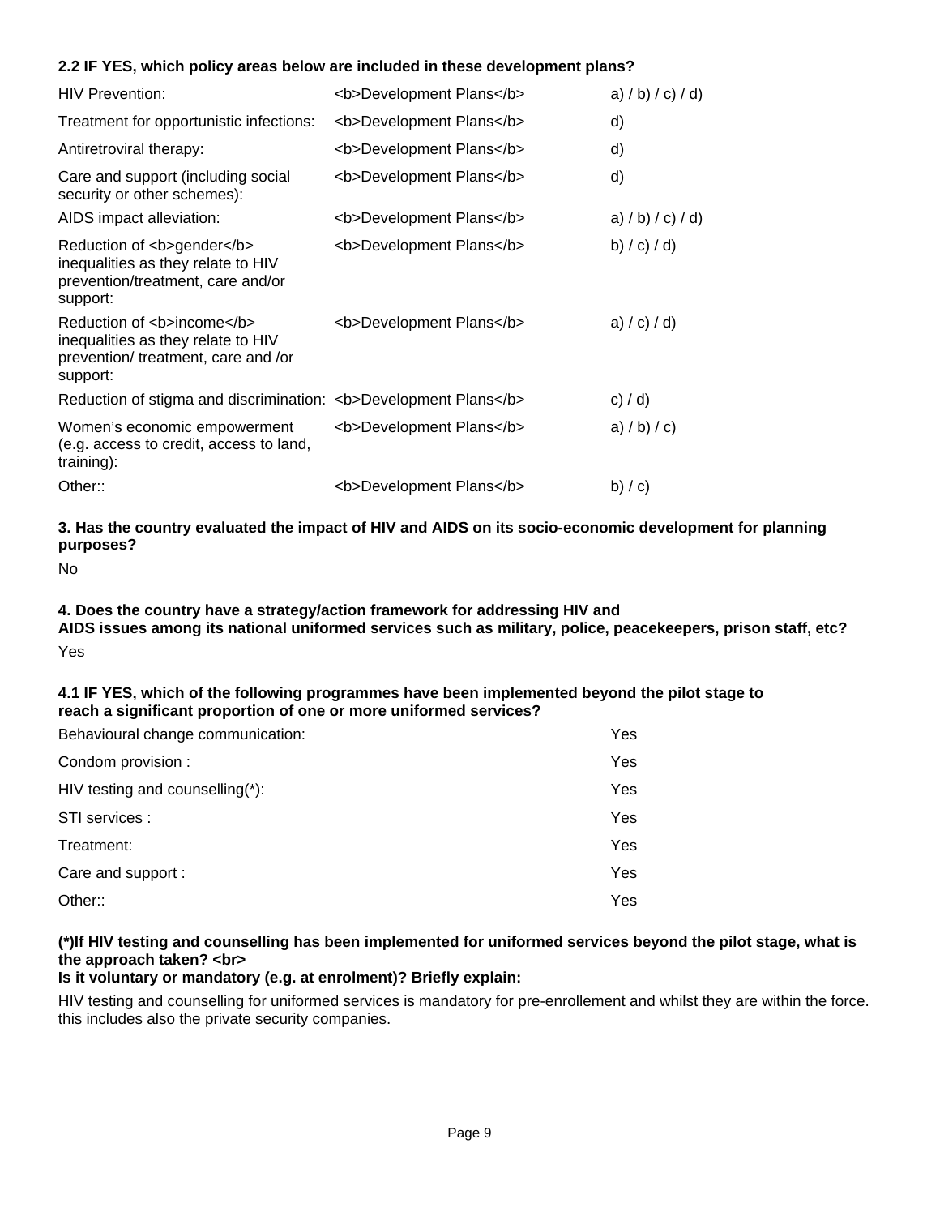**2.2 IF YES, which policy areas below are included in these development plans?**

| | | |
|---|---|---|
| HIV Prevention: | <b>Development Plans</b> | a) / b) / c) / d) |
| Treatment for opportunistic infections: | <b>Development Plans</b> | d) |
| Antiretroviral therapy: | <b>Development Plans</b> | d) |
| Care and support (including social security or other schemes): | <b>Development Plans</b> | d) |
| AIDS impact alleviation: | <b>Development Plans</b> | a) / b) / c) / d) |
| Reduction of <b>gender</b> inequalities as they relate to HIV prevention/treatment, care and/or support: | <b>Development Plans</b> | b) / c) / d) |
| Reduction of <b>income</b> inequalities as they relate to HIV prevention/ treatment, care and /or support: | <b>Development Plans</b> | a) / c) / d) |
| Reduction of stigma and discrimination: | <b>Development Plans</b> | c) / d) |
| Women's economic empowerment (e.g. access to credit, access to land, training): | <b>Development Plans</b> | a) / b) / c) |
| Other:: | <b>Development Plans</b> | b) / c) |

**3. Has the country evaluated the impact of HIV and AIDS on its socio-economic development for planning purposes?**

No

**4. Does the country have a strategy/action framework for addressing HIV and AIDS issues among its national uniformed services such as military, police, peacekeepers, prison staff, etc?**

Yes

**4.1 IF YES, which of the following programmes have been implemented beyond the pilot stage to reach a significant proportion of one or more uniformed services?**

| | |
|---|---|
| Behavioural change communication: | Yes |
| Condom provision : | Yes |
| HIV testing and counselling(*): | Yes |
| STI services : | Yes |
| Treatment: | Yes |
| Care and support : | Yes |
| Other:: | Yes |

**(*)If HIV testing and counselling has been implemented for uniformed services beyond the pilot stage, what is the approach taken? <br>**
**Is it voluntary or mandatory (e.g. at enrolment)? Briefly explain:**

HIV testing and counselling for uniformed services is mandatory for pre-enrollement and whilst they are within the force. this includes also the private security companies.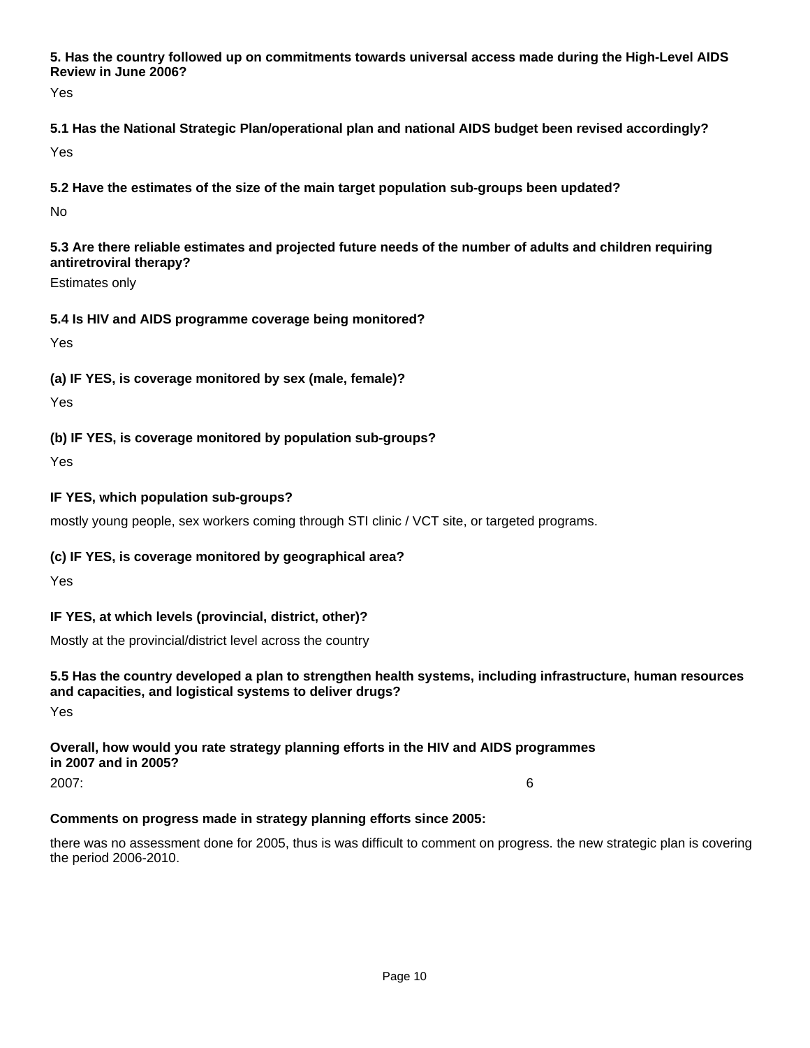**5. Has the country followed up on commitments towards universal access made during the High-Level AIDS Review in June 2006?**

Yes

**5.1 Has the National Strategic Plan/operational plan and national AIDS budget been revised accordingly?**

Yes

**5.2 Have the estimates of the size of the main target population sub-groups been updated?**

No

**5.3 Are there reliable estimates and projected future needs of the number of adults and children requiring antiretroviral therapy?**

Estimates only

**5.4 Is HIV and AIDS programme coverage being monitored?**

Yes

**(a) IF YES, is coverage monitored by sex (male, female)?**

Yes

**(b) IF YES, is coverage monitored by population sub-groups?**

Yes

**IF YES, which population sub-groups?**

mostly young people, sex workers coming through STI clinic / VCT site, or targeted programs.

**(c) IF YES, is coverage monitored by geographical area?**

Yes

**IF YES, at which levels (provincial, district, other)?**

Mostly at the provincial/district level across the country

**5.5 Has the country developed a plan to strengthen health systems, including infrastructure, human resources and capacities, and logistical systems to deliver drugs?**

Yes

**Overall, how would you rate strategy planning efforts in the HIV and AIDS programmes in 2007 and in 2005?**

2007: 6

**Comments on progress made in strategy planning efforts since 2005:**

there was no assessment done for 2005, thus is was difficult to comment on progress. the new strategic plan is covering the period 2006-2010.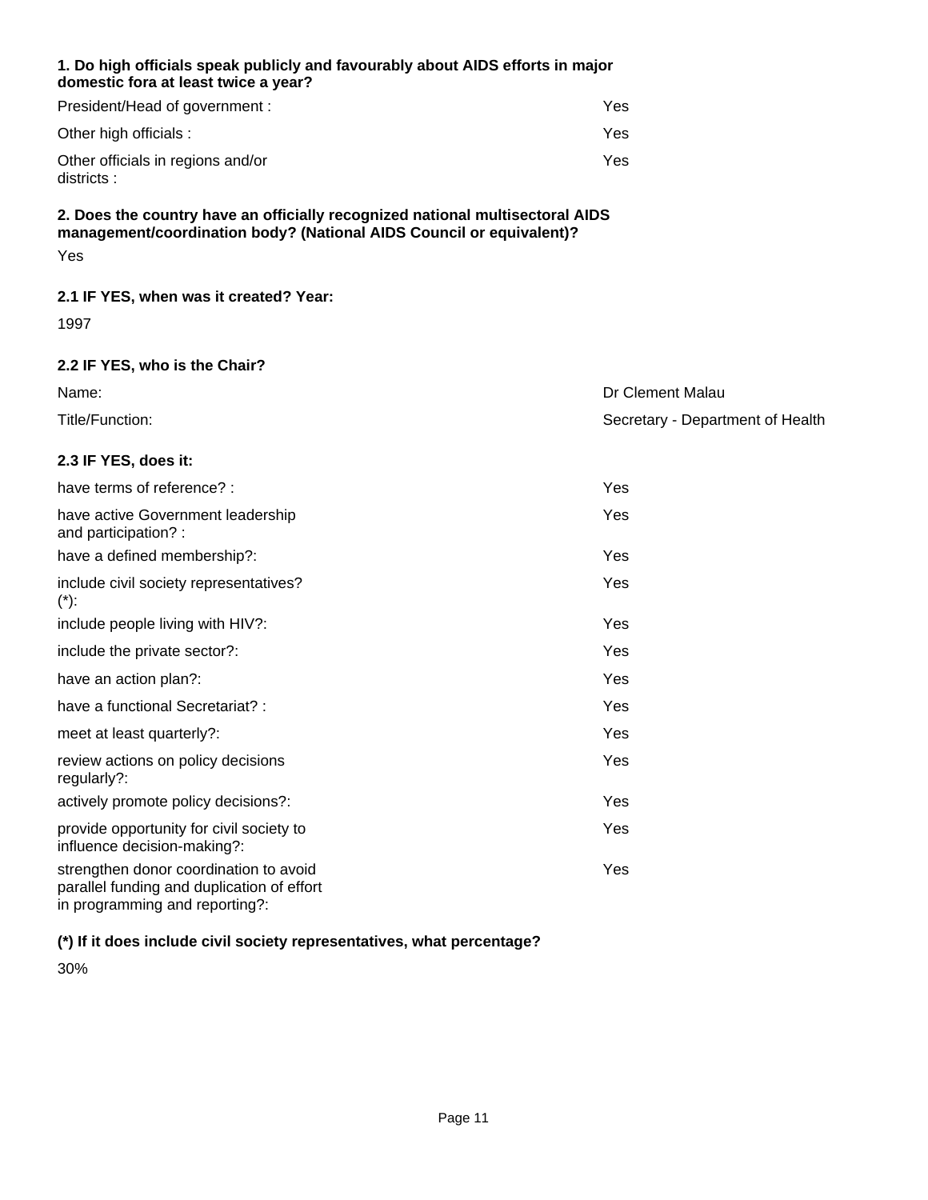**1. Do high officials speak publicly and favourably about AIDS efforts in major domestic fora at least twice a year?**

| | |
|---|---|
| President/Head of government : | Yes |
| Other high officials : | Yes |
| Other officials in regions and/or districts : | Yes |

**2. Does the country have an officially recognized national multisectoral AIDS management/coordination body? (National AIDS Council or equivalent)?**

Yes

**2.1 IF YES, when was it created? Year:**

1997

**2.2 IF YES, who is the Chair?**

| | |
|---|---|
| Name: | Dr Clement Malau |
| Title/Function: | Secretary - Department of Health |

**2.3 IF YES, does it:**

| | |
|---|---|
| have terms of reference? : | Yes |
| have active Government leadership and participation? : | Yes |
| have a defined membership?: | Yes |
| include civil society representatives? (*): | Yes |
| include people living with HIV?: | Yes |
| include the private sector?: | Yes |
| have an action plan?: | Yes |
| have a functional Secretariat? : | Yes |
| meet at least quarterly?: | Yes |
| review actions on policy decisions regularly?: | Yes |
| actively promote policy decisions?: | Yes |
| provide opportunity for civil society to influence decision-making?: | Yes |
| strengthen donor coordination to avoid parallel funding and duplication of effort in programming and reporting?: | Yes |

**(*) If it does include civil society representatives, what percentage?**

30%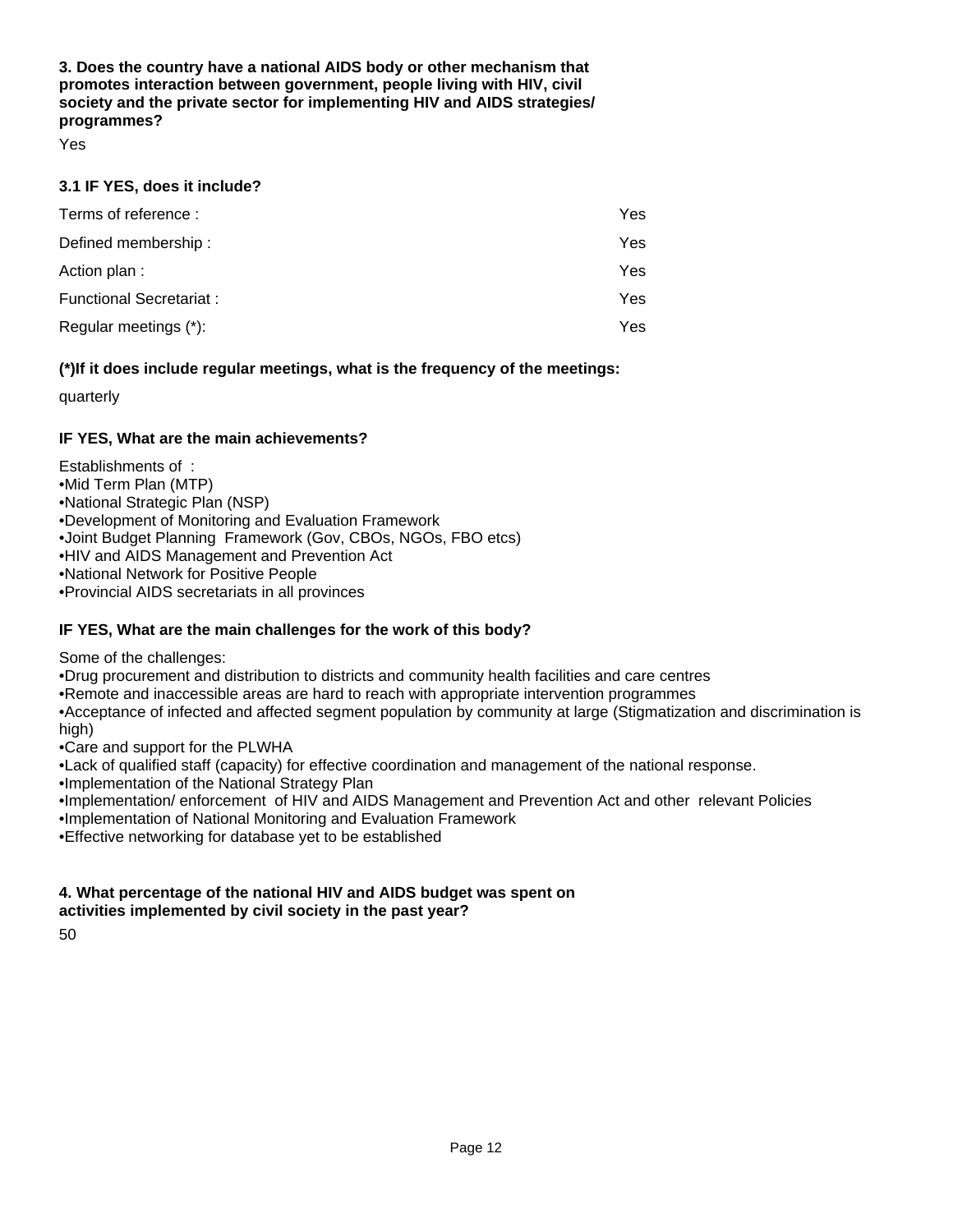**3. Does the country have a national AIDS body or other mechanism that promotes interaction between government, people living with HIV, civil society and the private sector for implementing HIV and AIDS strategies/ programmes?**

Yes

**3.1 IF YES, does it include?**

| | |
|---|---|
| Terms of reference : | Yes |
| Defined membership : | Yes |
| Action plan : | Yes |
| Functional Secretariat : | Yes |
| Regular meetings (*): | Yes |

**(*)If it does include regular meetings, what is the frequency of the meetings:**

quarterly

**IF YES, What are the main achievements?**

Establishments of :
- Mid Term Plan (MTP)
- National Strategic Plan (NSP)
- Development of Monitoring and Evaluation Framework
- Joint Budget Planning Framework (Gov, CBOs, NGOs, FBO etcs)
- HIV and AIDS Management and Prevention Act
- National Network for Positive People
- Provincial AIDS secretariats in all provinces

**IF YES, What are the main challenges for the work of this body?**

Some of the challenges:
- Drug procurement and distribution to districts and community health facilities and care centres
- Remote and inaccessible areas are hard to reach with appropriate intervention programmes
- Acceptance of infected and affected segment population by community at large (Stigmatization and discrimination is high)
- Care and support for the PLWHA
- Lack of qualified staff (capacity) for effective coordination and management of the national response.
- Implementation of the National Strategy Plan
- Implementation/ enforcement of HIV and AIDS Management and Prevention Act and other relevant Policies
- Implementation of National Monitoring and Evaluation Framework
- Effective networking for database yet to be established

**4. What percentage of the national HIV and AIDS budget was spent on activities implemented by civil society in the past year?**

50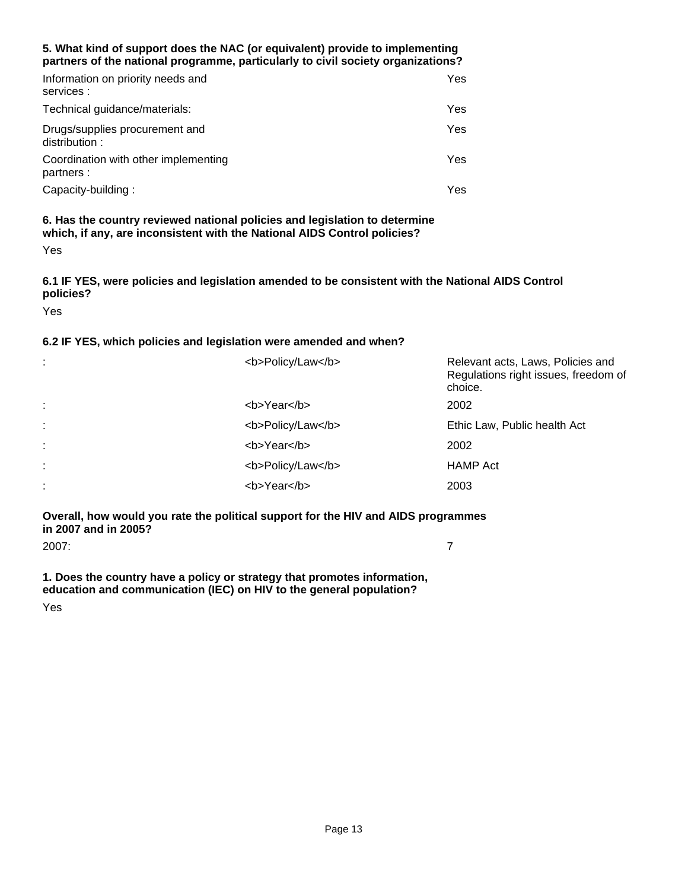**5. What kind of support does the NAC (or equivalent) provide to implementing partners of the national programme, particularly to civil society organizations?**

| | |
|---|---|
| Information on priority needs and services : | Yes |
| Technical guidance/materials: | Yes |
| Drugs/supplies procurement and distribution : | Yes |
| Coordination with other implementing partners : | Yes |
| Capacity-building : | Yes |

**6. Has the country reviewed national policies and legislation to determine which, if any, are inconsistent with the National AIDS Control policies?**

Yes

**6.1 IF YES, were policies and legislation amended to be consistent with the National AIDS Control policies?**

Yes

**6.2 IF YES, which policies and legislation were amended and when?**

| | | |
|---|---|---|
| : | <b>Policy/Law</b> | Relevant acts, Laws, Policies and Regulations right issues, freedom of choice. |
| : | <b>Year</b> | 2002 |
| : | <b>Policy/Law</b> | Ethic Law, Public health Act |
| : | <b>Year</b> | 2002 |
| : | <b>Policy/Law</b> | HAMP Act |
| : | <b>Year</b> | 2003 |

**Overall, how would you rate the political support for the HIV and AIDS programmes in 2007 and in 2005?**

| | |
|---|---|
| 2007: | 7 |

**1. Does the country have a policy or strategy that promotes information, education and communication (IEC) on HIV to the general population?**

Yes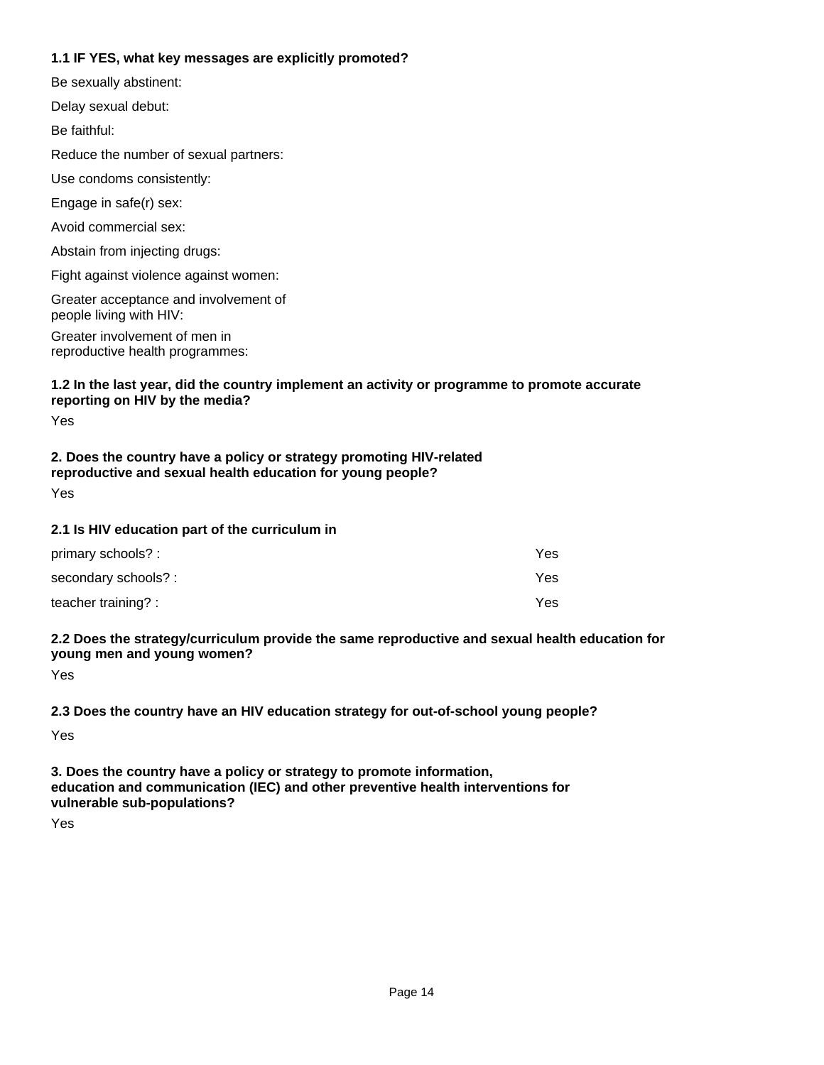**1.1 IF YES, what key messages are explicitly promoted?**

Be sexually abstinent:

Delay sexual debut:

Be faithful:

Reduce the number of sexual partners:

Use condoms consistently:

Engage in safe(r) sex:

Avoid commercial sex:

Abstain from injecting drugs:

Fight against violence against women:

Greater acceptance and involvement of people living with HIV:

Greater involvement of men in reproductive health programmes:

**1.2 In the last year, did the country implement an activity or programme to promote accurate reporting on HIV by the media?**

Yes

**2. Does the country have a policy or strategy promoting HIV-related reproductive and sexual health education for young people?**

Yes

**2.1 Is HIV education part of the curriculum in**

| | |
|---|---|
| primary schools? : | Yes |
| secondary schools? : | Yes |
| teacher training? : | Yes |

**2.2 Does the strategy/curriculum provide the same reproductive and sexual health education for young men and young women?**

Yes

**2.3 Does the country have an HIV education strategy for out-of-school young people?**

Yes

**3. Does the country have a policy or strategy to promote information, education and communication (IEC) and other preventive health interventions for vulnerable sub-populations?**

Yes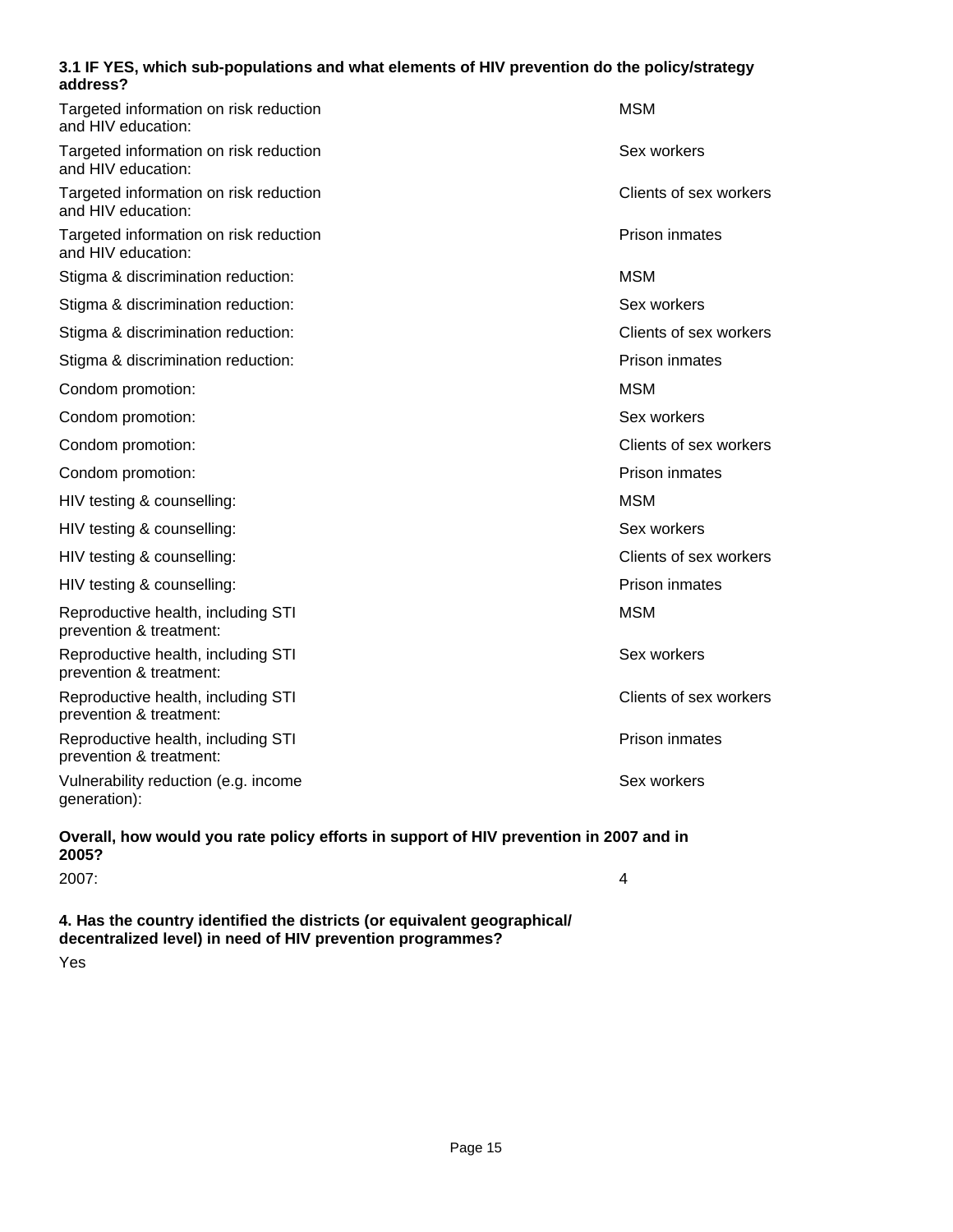**3.1 IF YES, which sub-populations and what elements of HIV prevention do the policy/strategy address?**

| | |
|---|---|
| Targeted information on risk reduction and HIV education: | MSM |
| Targeted information on risk reduction and HIV education: | Sex workers |
| Targeted information on risk reduction and HIV education: | Clients of sex workers |
| Targeted information on risk reduction and HIV education: | Prison inmates |
| Stigma & discrimination reduction: | MSM |
| Stigma & discrimination reduction: | Sex workers |
| Stigma & discrimination reduction: | Clients of sex workers |
| Stigma & discrimination reduction: | Prison inmates |
| Condom promotion: | MSM |
| Condom promotion: | Sex workers |
| Condom promotion: | Clients of sex workers |
| Condom promotion: | Prison inmates |
| HIV testing & counselling: | MSM |
| HIV testing & counselling: | Sex workers |
| HIV testing & counselling: | Clients of sex workers |
| HIV testing & counselling: | Prison inmates |
| Reproductive health, including STI prevention & treatment: | MSM |
| Reproductive health, including STI prevention & treatment: | Sex workers |
| Reproductive health, including STI prevention & treatment: | Clients of sex workers |
| Reproductive health, including STI prevention & treatment: | Prison inmates |
| Vulnerability reduction (e.g. income generation): | Sex workers |

**Overall, how would you rate policy efforts in support of HIV prevention in 2007 and in 2005?**

| | |
|---|---|
| 2007: | 4 |

**4. Has the country identified the districts (or equivalent geographical/ decentralized level) in need of HIV prevention programmes?**

Yes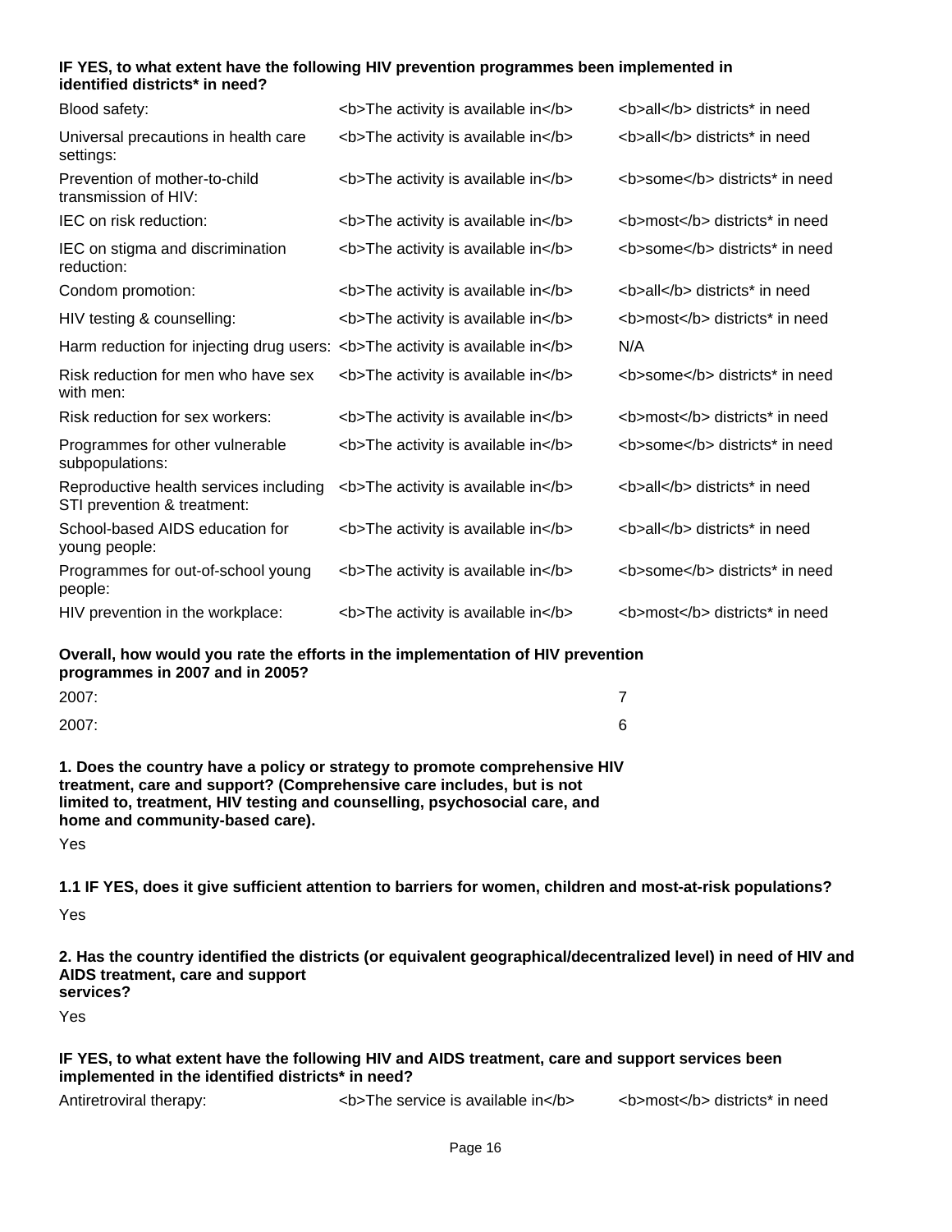**IF YES, to what extent have the following HIV prevention programmes been implemented in identified districts* in need?**

| | | |
|---|---|---|
| Blood safety: | <b>The activity is available in</b> | <b>all</b> districts* in need |
| Universal precautions in health care settings: | <b>The activity is available in</b> | <b>all</b> districts* in need |
| Prevention of mother-to-child transmission of HIV: | <b>The activity is available in</b> | <b>some</b> districts* in need |
| IEC on risk reduction: | <b>The activity is available in</b> | <b>most</b> districts* in need |
| IEC on stigma and discrimination reduction: | <b>The activity is available in</b> | <b>some</b> districts* in need |
| Condom promotion: | <b>The activity is available in</b> | <b>all</b> districts* in need |
| HIV testing & counselling: | <b>The activity is available in</b> | <b>most</b> districts* in need |
| Harm reduction for injecting drug users: | <b>The activity is available in</b> | N/A |
| Risk reduction for men who have sex with men: | <b>The activity is available in</b> | <b>some</b> districts* in need |
| Risk reduction for sex workers: | <b>The activity is available in</b> | <b>most</b> districts* in need |
| Programmes for other vulnerable subpopulations: | <b>The activity is available in</b> | <b>some</b> districts* in need |
| Reproductive health services including STI prevention & treatment: | <b>The activity is available in</b> | <b>all</b> districts* in need |
| School-based AIDS education for young people: | <b>The activity is available in</b> | <b>all</b> districts* in need |
| Programmes for out-of-school young people: | <b>The activity is available in</b> | <b>some</b> districts* in need |
| HIV prevention in the workplace: | <b>The activity is available in</b> | <b>most</b> districts* in need |

**Overall, how would you rate the efforts in the implementation of HIV prevention programmes in 2007 and in 2005?**

| | |
|---|---|
| 2007: | 7 |
| 2007: | 6 |

**1. Does the country have a policy or strategy to promote comprehensive HIV treatment, care and support? (Comprehensive care includes, but is not limited to, treatment, HIV testing and counselling, psychosocial care, and home and community-based care).**

Yes

**1.1 IF YES, does it give sufficient attention to barriers for women, children and most-at-risk populations?**

Yes

**2. Has the country identified the districts (or equivalent geographical/decentralized level) in need of HIV and AIDS treatment, care and support services?**

Yes

**IF YES, to what extent have the following HIV and AIDS treatment, care and support services been implemented in the identified districts* in need?**

| | | |
|---|---|---|
| Antiretroviral therapy: | <b>The service is available in</b> | <b>most</b> districts* in need |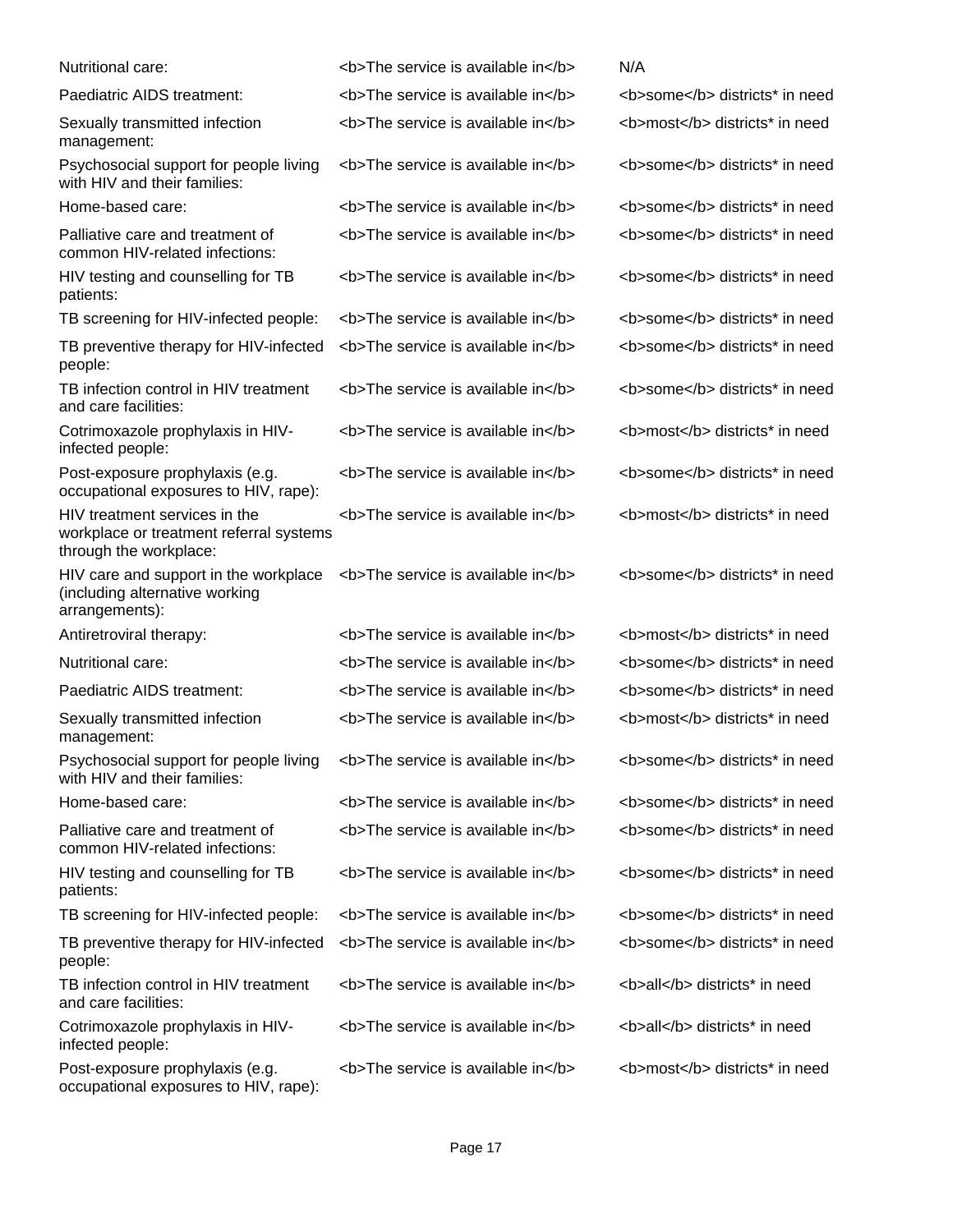| | | |
|---|---|---|
| Nutritional care: | <b>The service is available in</b> | N/A |
| Paediatric AIDS treatment: | <b>The service is available in</b> | <b>some</b> districts* in need |
| Sexually transmitted infection management: | <b>The service is available in</b> | <b>most</b> districts* in need |
| Psychosocial support for people living with HIV and their families: | <b>The service is available in</b> | <b>some</b> districts* in need |
| Home-based care: | <b>The service is available in</b> | <b>some</b> districts* in need |
| Palliative care and treatment of common HIV-related infections: | <b>The service is available in</b> | <b>some</b> districts* in need |
| HIV testing and counselling for TB patients: | <b>The service is available in</b> | <b>some</b> districts* in need |
| TB screening for HIV-infected people: | <b>The service is available in</b> | <b>some</b> districts* in need |
| TB preventive therapy for HIV-infected people: | <b>The service is available in</b> | <b>some</b> districts* in need |
| TB infection control in HIV treatment and care facilities: | <b>The service is available in</b> | <b>some</b> districts* in need |
| Cotrimoxazole prophylaxis in HIV-infected people: | <b>The service is available in</b> | <b>most</b> districts* in need |
| Post-exposure prophylaxis (e.g. occupational exposures to HIV, rape): | <b>The service is available in</b> | <b>some</b> districts* in need |
| HIV treatment services in the workplace or treatment referral systems through the workplace: | <b>The service is available in</b> | <b>most</b> districts* in need |
| HIV care and support in the workplace (including alternative working arrangements): | <b>The service is available in</b> | <b>some</b> districts* in need |
| Antiretroviral therapy: | <b>The service is available in</b> | <b>most</b> districts* in need |
| Nutritional care: | <b>The service is available in</b> | <b>some</b> districts* in need |
| Paediatric AIDS treatment: | <b>The service is available in</b> | <b>some</b> districts* in need |
| Sexually transmitted infection management: | <b>The service is available in</b> | <b>most</b> districts* in need |
| Psychosocial support for people living with HIV and their families: | <b>The service is available in</b> | <b>some</b> districts* in need |
| Home-based care: | <b>The service is available in</b> | <b>some</b> districts* in need |
| Palliative care and treatment of common HIV-related infections: | <b>The service is available in</b> | <b>some</b> districts* in need |
| HIV testing and counselling for TB patients: | <b>The service is available in</b> | <b>some</b> districts* in need |
| TB screening for HIV-infected people: | <b>The service is available in</b> | <b>some</b> districts* in need |
| TB preventive therapy for HIV-infected people: | <b>The service is available in</b> | <b>some</b> districts* in need |
| TB infection control in HIV treatment and care facilities: | <b>The service is available in</b> | <b>all</b> districts* in need |
| Cotrimoxazole prophylaxis in HIV-infected people: | <b>The service is available in</b> | <b>all</b> districts* in need |
| Post-exposure prophylaxis (e.g. occupational exposures to HIV, rape): | <b>The service is available in</b> | <b>most</b> districts* in need |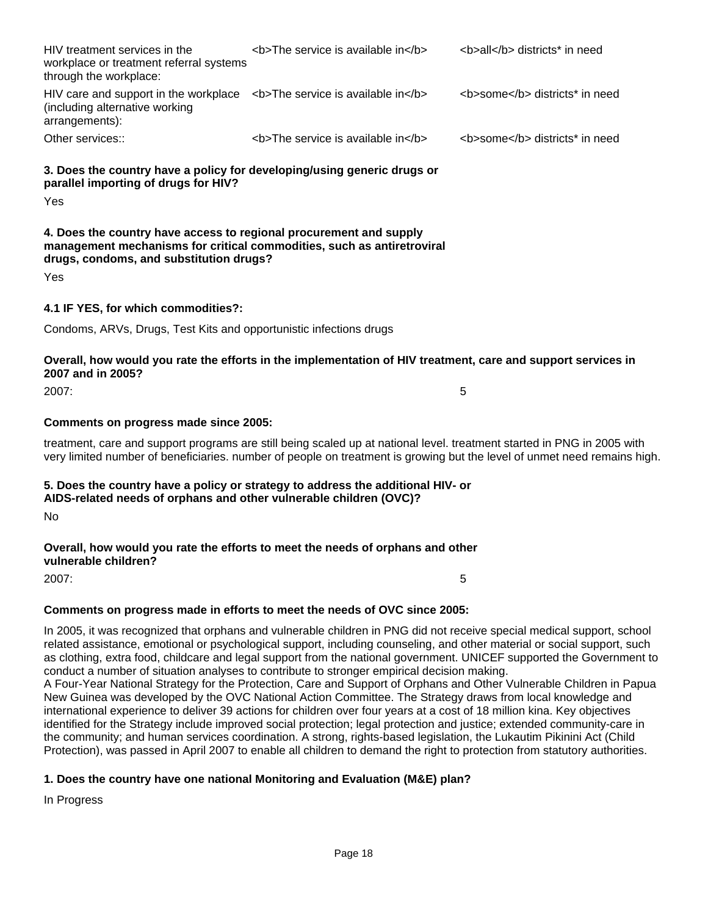| | | |
|---|---|---|
| HIV treatment services in the workplace or treatment referral systems through the workplace: | <b>The service is available in</b> | <b>all</b> districts* in need |
| HIV care and support in the workplace (including alternative working arrangements): | <b>The service is available in</b> | <b>some</b> districts* in need |
| Other services:: | <b>The service is available in</b> | <b>some</b> districts* in need |

**3. Does the country have a policy for developing/using generic drugs or parallel importing of drugs for HIV?**

Yes

**4. Does the country have access to regional procurement and supply management mechanisms for critical commodities, such as antiretroviral drugs, condoms, and substitution drugs?**

Yes

**4.1 IF YES, for which commodities?:**

Condoms, ARVs, Drugs, Test Kits and opportunistic infections drugs

**Overall, how would you rate the efforts in the implementation of HIV treatment, care and support services in 2007 and in 2005?**

2007: 5

**Comments on progress made since 2005:**

treatment, care and support programs are still being scaled up at national level. treatment started in PNG in 2005 with very limited number of beneficiaries. number of people on treatment is growing but the level of unmet need remains high.

**5. Does the country have a policy or strategy to address the additional HIV- or AIDS-related needs of orphans and other vulnerable children (OVC)?**

No

**Overall, how would you rate the efforts to meet the needs of orphans and other vulnerable children?**

2007: 5

**Comments on progress made in efforts to meet the needs of OVC since 2005:**

In 2005, it was recognized that orphans and vulnerable children in PNG did not receive special medical support, school related assistance, emotional or psychological support, including counseling, and other material or social support, such as clothing, extra food, childcare and legal support from the national government. UNICEF supported the Government to conduct a number of situation analyses to contribute to stronger empirical decision making.
A Four-Year National Strategy for the Protection, Care and Support of Orphans and Other Vulnerable Children in Papua New Guinea was developed by the OVC National Action Committee. The Strategy draws from local knowledge and international experience to deliver 39 actions for children over four years at a cost of 18 million kina. Key objectives identified for the Strategy include improved social protection; legal protection and justice; extended community-care in the community; and human services coordination. A strong, rights-based legislation, the Lukautim Pikinini Act (Child Protection), was passed in April 2007 to enable all children to demand the right to protection from statutory authorities.

**1. Does the country have one national Monitoring and Evaluation (M&E) plan?**

In Progress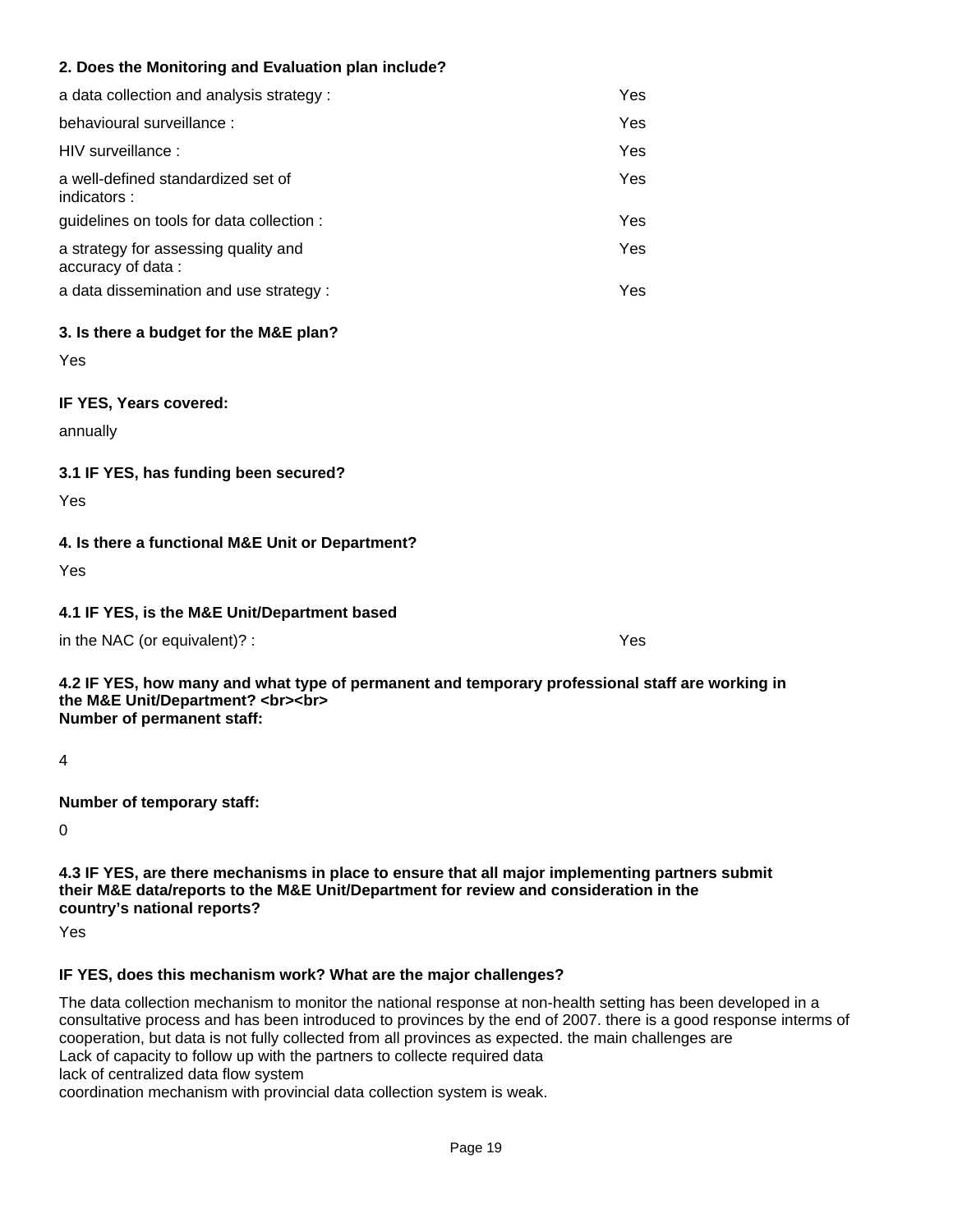**2. Does the Monitoring and Evaluation plan include?**

| | |
|---|---|
| a data collection and analysis strategy : | Yes |
| behavioural surveillance : | Yes |
| HIV surveillance : | Yes |
| a well-defined standardized set of indicators : | Yes |
| guidelines on tools for data collection : | Yes |
| a strategy for assessing quality and accuracy of data : | Yes |
| a data dissemination and use strategy : | Yes |

**3. Is there a budget for the M&E plan?**

Yes

**IF YES, Years covered:**

annually

**3.1 IF YES, has funding been secured?**

Yes

**4. Is there a functional M&E Unit or Department?**

Yes

**4.1 IF YES, is the M&E Unit/Department based**

| | |
|---|---|
| in the NAC (or equivalent)? : | Yes |

**4.2 IF YES, how many and what type of permanent and temporary professional staff are working in the M&E Unit/Department? <br><br>
Number of permanent staff:**

4

**Number of temporary staff:**

0

**4.3 IF YES, are there mechanisms in place to ensure that all major implementing partners submit their M&E data/reports to the M&E Unit/Department for review and consideration in the country's national reports?**

Yes

**IF YES, does this mechanism work? What are the major challenges?**

The data collection mechanism to monitor the national response at non-health setting has been developed in a consultative process and has been introduced to provinces by the end of 2007. there is a good response interms of cooperation, but data is not fully collected from all provinces as expected. the main challenges are
Lack of capacity to follow up with the partners to collecte required data
lack of centralized data flow system
coordination mechanism with provincial data collection system is weak.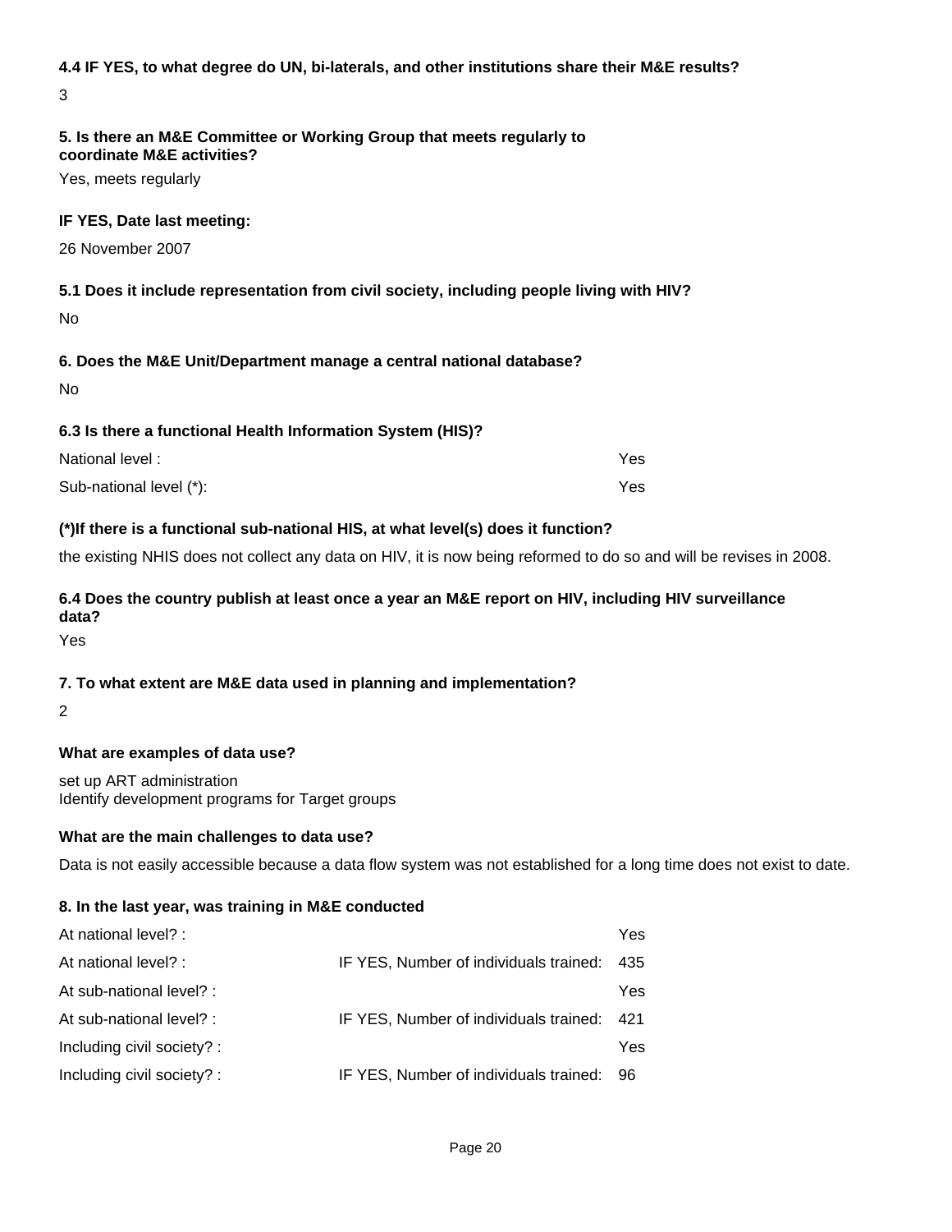**4.4 IF YES, to what degree do UN, bi-laterals, and other institutions share their M&E results?**

3

**5. Is there an M&E Committee or Working Group that meets regularly to coordinate M&E activities?**

Yes, meets regularly

**IF YES, Date last meeting:**

26 November 2007

**5.1 Does it include representation from civil society, including people living with HIV?**

No

**6. Does the M&E Unit/Department manage a central national database?**

No

**6.3 Is there a functional Health Information System (HIS)?**

| | |
|---|---|
| National level : | Yes |
| Sub-national level (*): | Yes |

**(*)If there is a functional sub-national HIS, at what level(s) does it function?**

the existing NHIS does not collect any data on HIV, it is now being reformed to do so and will be revises in 2008.

**6.4 Does the country publish at least once a year an M&E report on HIV, including HIV surveillance data?**

Yes

**7. To what extent are M&E data used in planning and implementation?**

2

**What are examples of data use?**

set up ART administration
Identify development programs for Target groups

**What are the main challenges to data use?**

Data is not easily accessible because a data flow system was not established for a long time does not exist to date.

**8. In the last year, was training in M&E conducted**

| | | |
|---|---|---|
| At national level? : | | Yes |
| At national level? : | IF YES, Number of individuals trained: | 435 |
| At sub-national level? : | | Yes |
| At sub-national level? : | IF YES, Number of individuals trained: | 421 |
| Including civil society? : | | Yes |
| Including civil society? : | IF YES, Number of individuals trained: | 96 |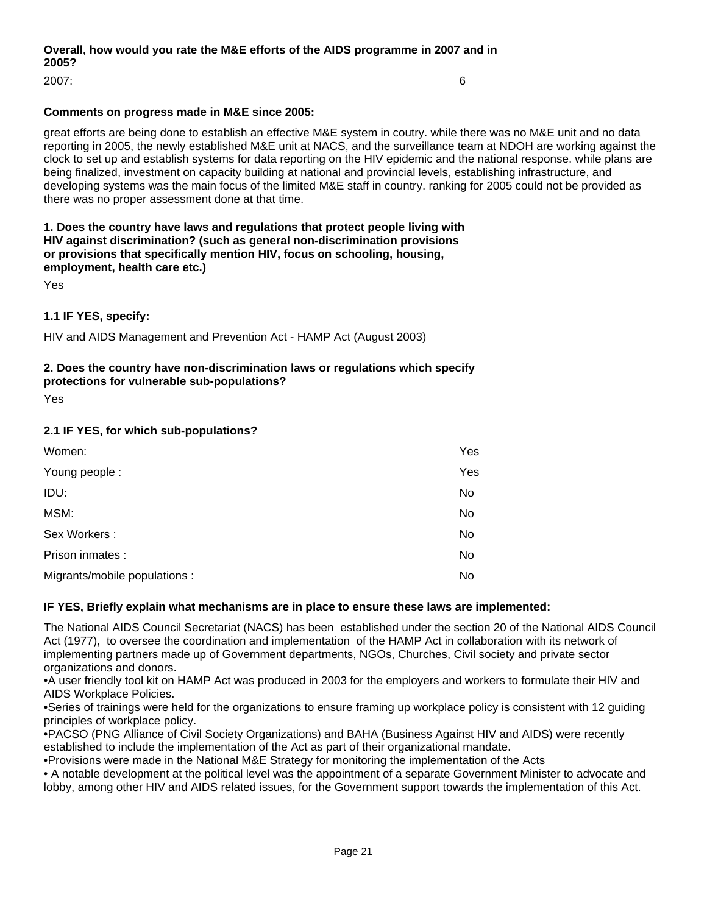**Overall, how would you rate the M&E efforts of the AIDS programme in 2007 and in 2005?**

2007: 6

**Comments on progress made in M&E since 2005:**

great efforts are being done to establish an effective M&E system in coutry. while there was no M&E unit and no data reporting in 2005, the newly established M&E unit at NACS, and the surveillance team at NDOH are working against the clock to set up and establish systems for data reporting on the HIV epidemic and the national response. while plans are being finalized, investment on capacity building at national and provincial levels, establishing infrastructure, and developing systems was the main focus of the limited M&E staff in country. ranking for 2005 could not be provided as there was no proper assessment done at that time.

**1. Does the country have laws and regulations that protect people living with HIV against discrimination? (such as general non-discrimination provisions or provisions that specifically mention HIV, focus on schooling, housing, employment, health care etc.)**

Yes

**1.1 IF YES, specify:**

HIV and AIDS Management and Prevention Act - HAMP Act (August 2003)

**2. Does the country have non-discrimination laws or regulations which specify protections for vulnerable sub-populations?**

Yes

**2.1 IF YES, for which sub-populations?**

| | |
|---|---|
| Women: | Yes |
| Young people : | Yes |
| IDU: | No |
| MSM: | No |
| Sex Workers : | No |
| Prison inmates : | No |
| Migrants/mobile populations : | No |

**IF YES, Briefly explain what mechanisms are in place to ensure these laws are implemented:**

The National AIDS Council Secretariat (NACS) has been established under the section 20 of the National AIDS Council Act (1977), to oversee the coordination and implementation of the HAMP Act in collaboration with its network of implementing partners made up of Government departments, NGOs, Churches, Civil society and private sector organizations and donors.

•A user friendly tool kit on HAMP Act was produced in 2003 for the employers and workers to formulate their HIV and AIDS Workplace Policies.

•Series of trainings were held for the organizations to ensure framing up workplace policy is consistent with 12 guiding principles of workplace policy.

•PACSO (PNG Alliance of Civil Society Organizations) and BAHA (Business Against HIV and AIDS) were recently established to include the implementation of the Act as part of their organizational mandate.

•Provisions were made in the National M&E Strategy for monitoring the implementation of the Acts

• A notable development at the political level was the appointment of a separate Government Minister to advocate and lobby, among other HIV and AIDS related issues, for the Government support towards the implementation of this Act.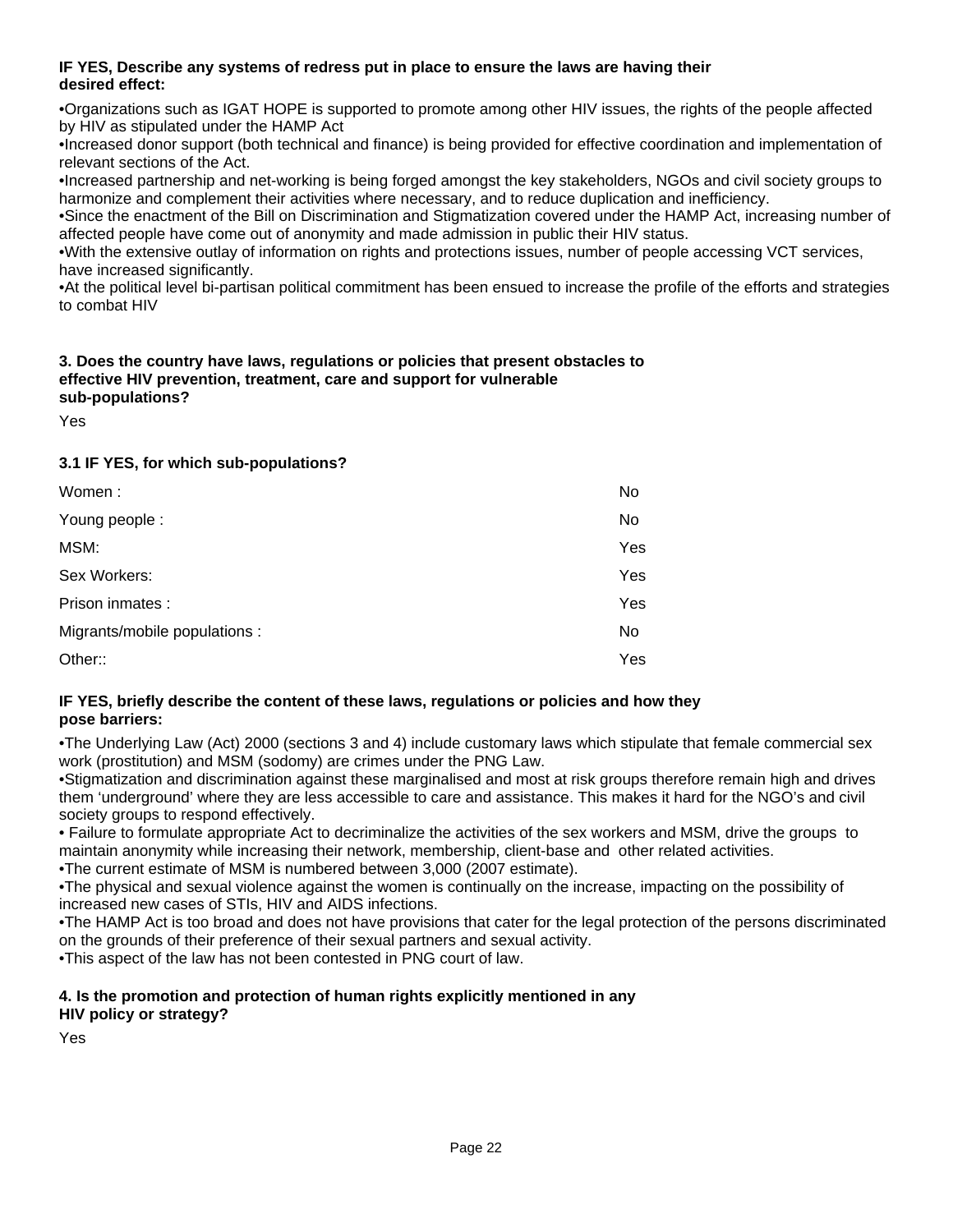**IF YES, Describe any systems of redress put in place to ensure the laws are having their desired effect:**

•Organizations such as IGAT HOPE is supported to promote among other HIV issues, the rights of the people affected by HIV as stipulated under the HAMP Act
•Increased donor support (both technical and finance) is being provided for effective coordination and implementation of relevant sections of the Act.
•Increased partnership and net-working is being forged amongst the key stakeholders, NGOs and civil society groups to harmonize and complement their activities where necessary, and to reduce duplication and inefficiency.
•Since the enactment of the Bill on Discrimination and Stigmatization covered under the HAMP Act, increasing number of affected people have come out of anonymity and made admission in public their HIV status.
•With the extensive outlay of information on rights and protections issues, number of people accessing VCT services, have increased significantly.
•At the political level bi-partisan political commitment has been ensued to increase the profile of the efforts and strategies to combat HIV

**3. Does the country have laws, regulations or policies that present obstacles to effective HIV prevention, treatment, care and support for vulnerable sub-populations?**

Yes

**3.1 IF YES, for which sub-populations?**

| | |
|---|---|
| Women : | No |
| Young people : | No |
| MSM: | Yes |
| Sex Workers: | Yes |
| Prison inmates : | Yes |
| Migrants/mobile populations : | No |
| Other:: | Yes |

**IF YES, briefly describe the content of these laws, regulations or policies and how they pose barriers:**

•The Underlying Law (Act) 2000 (sections 3 and 4) include customary laws which stipulate that female commercial sex work (prostitution) and MSM (sodomy) are crimes under the PNG Law.
•Stigmatization and discrimination against these marginalised and most at risk groups therefore remain high and drives them 'underground' where they are less accessible to care and assistance. This makes it hard for the NGO's and civil society groups to respond effectively.
• Failure to formulate appropriate Act to decriminalize the activities of the sex workers and MSM, drive the groups to maintain anonymity while increasing their network, membership, client-base and other related activities.
•The current estimate of MSM is numbered between 3,000 (2007 estimate).
•The physical and sexual violence against the women is continually on the increase, impacting on the possibility of increased new cases of STIs, HIV and AIDS infections.
•The HAMP Act is too broad and does not have provisions that cater for the legal protection of the persons discriminated on the grounds of their preference of their sexual partners and sexual activity.
•This aspect of the law has not been contested in PNG court of law.

**4. Is the promotion and protection of human rights explicitly mentioned in any HIV policy or strategy?**

Yes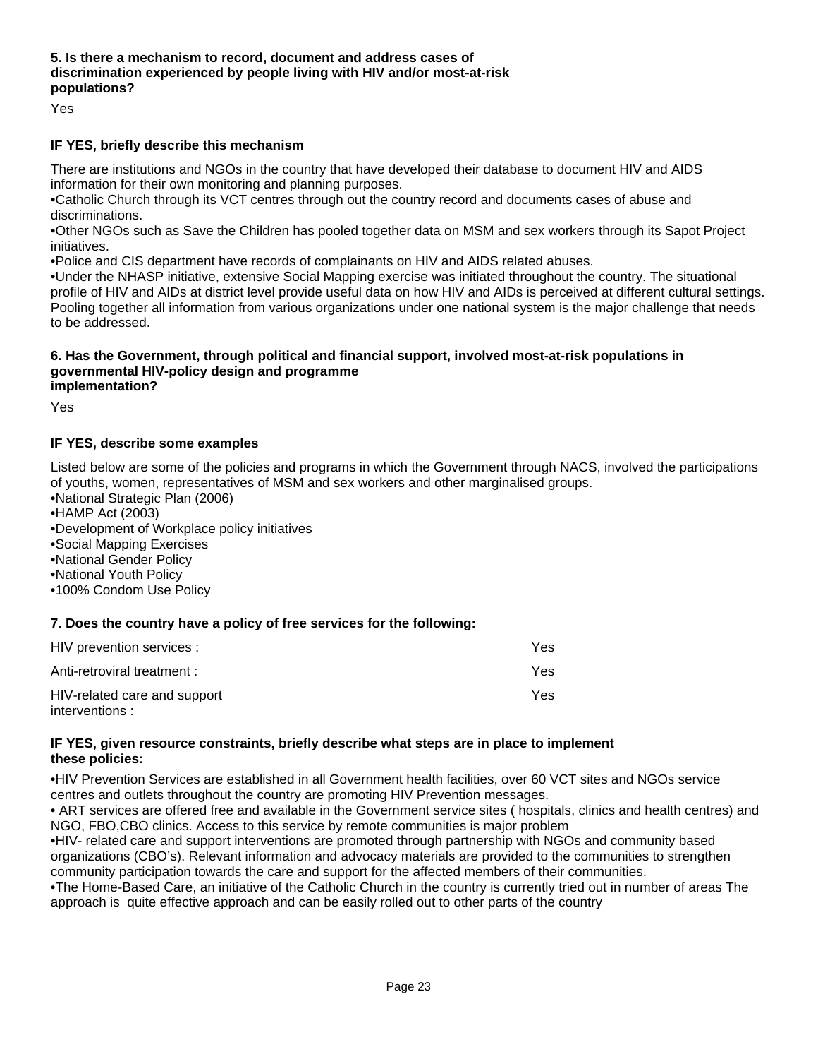**5. Is there a mechanism to record, document and address cases of discrimination experienced by people living with HIV and/or most-at-risk populations?**

Yes

**IF YES, briefly describe this mechanism**

There are institutions and NGOs in the country that have developed their database to document HIV and AIDS information for their own monitoring and planning purposes.
•Catholic Church through its VCT centres through out the country record and documents cases of abuse and discriminations.
•Other NGOs such as Save the Children has pooled together data on MSM and sex workers through its Sapot Project initiatives.
•Police and CIS department have records of complainants on HIV and AIDS related abuses.
•Under the NHASP initiative, extensive Social Mapping exercise was initiated throughout the country. The situational profile of HIV and AIDs at district level provide useful data on how HIV and AIDs is perceived at different cultural settings. Pooling together all information from various organizations under one national system is the major challenge that needs to be addressed.

**6. Has the Government, through political and financial support, involved most-at-risk populations in governmental HIV-policy design and programme implementation?**

Yes

**IF YES, describe some examples**

Listed below are some of the policies and programs in which the Government through NACS, involved the participations of youths, women, representatives of MSM and sex workers and other marginalised groups.
•National Strategic Plan (2006)
•HAMP Act (2003)
•Development of Workplace policy initiatives
•Social Mapping Exercises
•National Gender Policy
•National Youth Policy
•100% Condom Use Policy

**7. Does the country have a policy of free services for the following:**

| | |
|---|---|
| HIV prevention services : | Yes |
| Anti-retroviral treatment : | Yes |
| HIV-related care and support interventions : | Yes |

**IF YES, given resource constraints, briefly describe what steps are in place to implement these policies:**

•HIV Prevention Services are established in all Government health facilities, over 60 VCT sites and NGOs service centres and outlets throughout the country are promoting HIV Prevention messages.
• ART services are offered free and available in the Government service sites ( hospitals, clinics and health centres) and NGO, FBO,CBO clinics. Access to this service by remote communities is major problem
•HIV- related care and support interventions are promoted through partnership with NGOs and community based organizations (CBO's). Relevant information and advocacy materials are provided to the communities to strengthen community participation towards the care and support for the affected members of their communities.
•The Home-Based Care, an initiative of the Catholic Church in the country is currently tried out in number of areas The approach is quite effective approach and can be easily rolled out to other parts of the country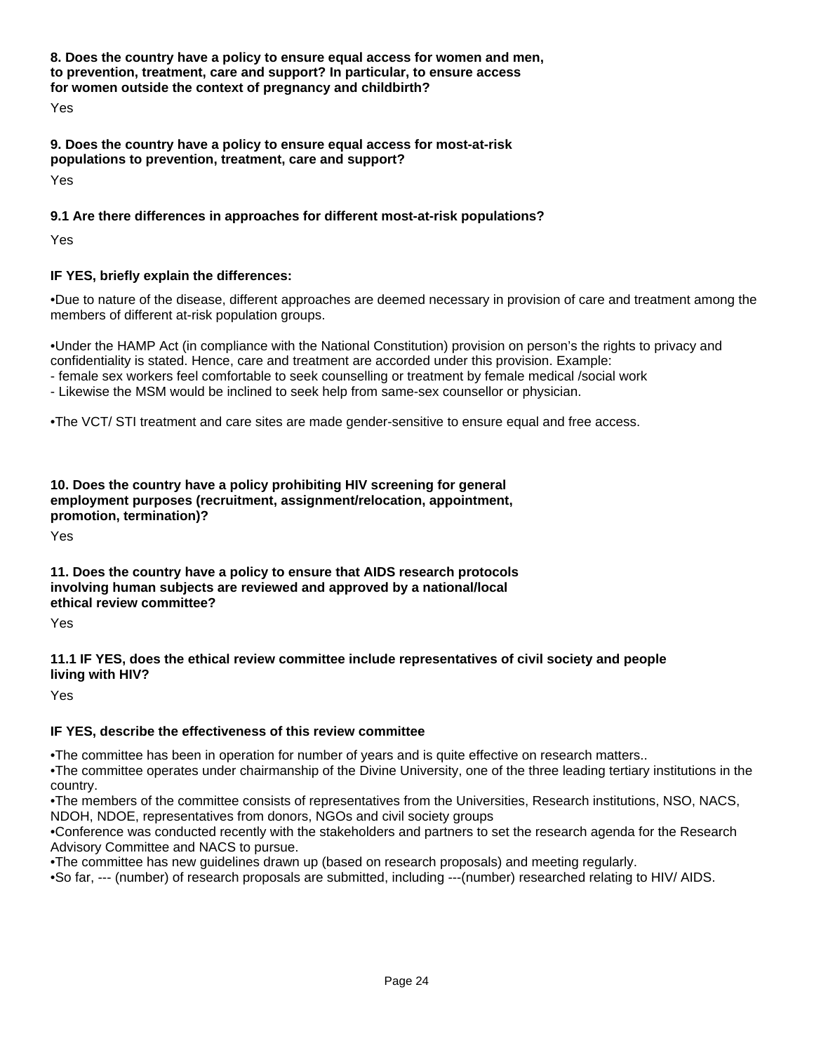**8. Does the country have a policy to ensure equal access for women and men, to prevention, treatment, care and support? In particular, to ensure access for women outside the context of pregnancy and childbirth?**

Yes

**9. Does the country have a policy to ensure equal access for most-at-risk populations to prevention, treatment, care and support?**

Yes

**9.1 Are there differences in approaches for different most-at-risk populations?**

Yes

**IF YES, briefly explain the differences:**

•Due to nature of the disease, different approaches are deemed necessary in provision of care and treatment among the members of different at-risk population groups.

•Under the HAMP Act (in compliance with the National Constitution) provision on person's the rights to privacy and confidentiality is stated. Hence, care and treatment are accorded under this provision. Example:
- female sex workers feel comfortable to seek counselling or treatment by female medical /social work
- Likewise the MSM would be inclined to seek help from same-sex counsellor or physician.

•The VCT/ STI treatment and care sites are made gender-sensitive to ensure equal and free access.

**10. Does the country have a policy prohibiting HIV screening for general employment purposes (recruitment, assignment/relocation, appointment, promotion, termination)?**

Yes

**11. Does the country have a policy to ensure that AIDS research protocols involving human subjects are reviewed and approved by a national/local ethical review committee?**

Yes

**11.1 IF YES, does the ethical review committee include representatives of civil society and people living with HIV?**

Yes

**IF YES, describe the effectiveness of this review committee**

•The committee has been in operation for number of years and is quite effective on research matters..
•The committee operates under chairmanship of the Divine University, one of the three leading tertiary institutions in the country.
•The members of the committee consists of representatives from the Universities, Research institutions, NSO, NACS, NDOH, NDOE, representatives from donors, NGOs and civil society groups
•Conference was conducted recently with the stakeholders and partners to set the research agenda for the Research Advisory Committee and NACS to pursue.
•The committee has new guidelines drawn up (based on research proposals) and meeting regularly.
•So far, --- (number) of research proposals are submitted, including ---(number) researched relating to HIV/ AIDS.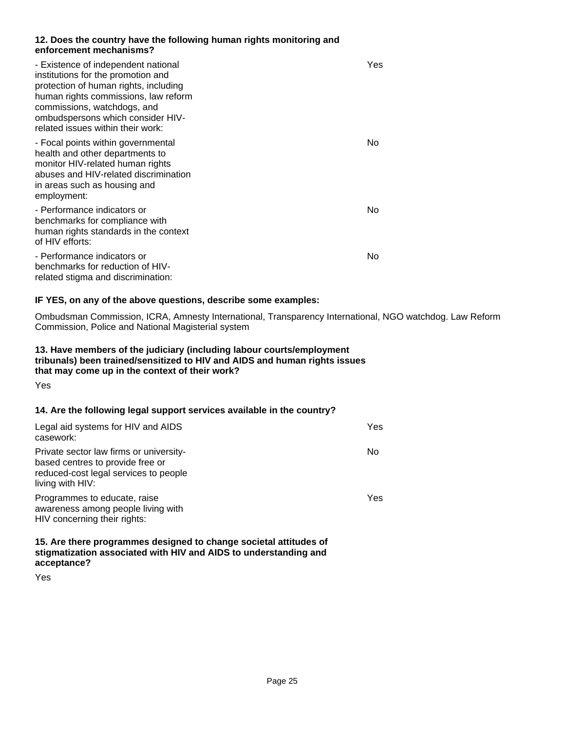**12. Does the country have the following human rights monitoring and enforcement mechanisms?**

| | |
|---|---|
| - Existence of independent national institutions for the promotion and protection of human rights, including human rights commissions, law reform commissions, watchdogs, and ombudspersons which consider HIV-related issues within their work: | Yes |
| - Focal points within governmental health and other departments to monitor HIV-related human rights abuses and HIV-related discrimination in areas such as housing and employment: | No |
| - Performance indicators or benchmarks for compliance with human rights standards in the context of HIV efforts: | No |
| - Performance indicators or benchmarks for reduction of HIV-related stigma and discrimination: | No |

**IF YES, on any of the above questions, describe some examples:**

Ombudsman Commission, ICRA, Amnesty International, Transparency International, NGO watchdog. Law Reform Commission, Police and National Magisterial system

**13. Have members of the judiciary (including labour courts/employment tribunals) been trained/sensitized to HIV and AIDS and human rights issues that may come up in the context of their work?**

Yes

**14. Are the following legal support services available in the country?**

| | |
|---|---|
| Legal aid systems for HIV and AIDS casework: | Yes |
| Private sector law firms or university-based centres to provide free or reduced-cost legal services to people living with HIV: | No |
| Programmes to educate, raise awareness among people living with HIV concerning their rights: | Yes |

**15. Are there programmes designed to change societal attitudes of stigmatization associated with HIV and AIDS to understanding and acceptance?**

Yes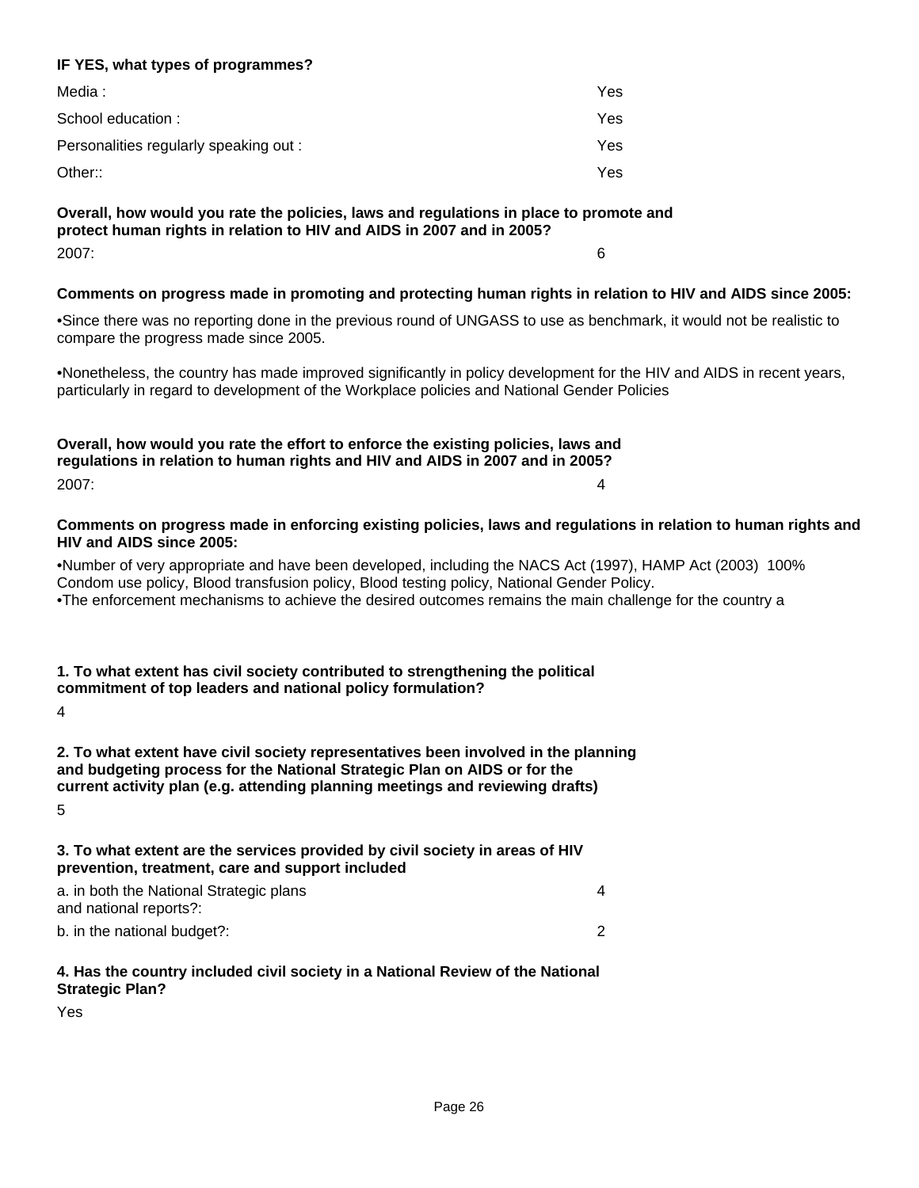**IF YES, what types of programmes?**

| | |
|---|---|
| Media : | Yes |
| School education : | Yes |
| Personalities regularly speaking out : | Yes |
| Other:: | Yes |

**Overall, how would you rate the policies, laws and regulations in place to promote and protect human rights in relation to HIV and AIDS in 2007 and in 2005?**

| | |
|---|---|
| 2007: | 6 |

**Comments on progress made in promoting and protecting human rights in relation to HIV and AIDS since 2005:**

•Since there was no reporting done in the previous round of UNGASS to use as benchmark, it would not be realistic to compare the progress made since 2005.

•Nonetheless, the country has made improved significantly in policy development for the HIV and AIDS in recent years, particularly in regard to development of the Workplace policies and National Gender Policies

**Overall, how would you rate the effort to enforce the existing policies, laws and regulations in relation to human rights and HIV and AIDS in 2007 and in 2005?**

| | |
|---|---|
| 2007: | 4 |

**Comments on progress made in enforcing existing policies, laws and regulations in relation to human rights and HIV and AIDS since 2005:**

•Number of very appropriate and have been developed, including the NACS Act (1997), HAMP Act (2003) 100% Condom use policy, Blood transfusion policy, Blood testing policy, National Gender Policy.
•The enforcement mechanisms to achieve the desired outcomes remains the main challenge for the country a

**1. To what extent has civil society contributed to strengthening the political commitment of top leaders and national policy formulation?**

4

**2. To what extent have civil society representatives been involved in the planning and budgeting process for the National Strategic Plan on AIDS or for the current activity plan (e.g. attending planning meetings and reviewing drafts)**

5

**3. To what extent are the services provided by civil society in areas of HIV prevention, treatment, care and support included**

| | |
|---|---|
| a. in both the National Strategic plans and national reports?: | 4 |
| b. in the national budget?: | 2 |

**4. Has the country included civil society in a National Review of the National Strategic Plan?**

Yes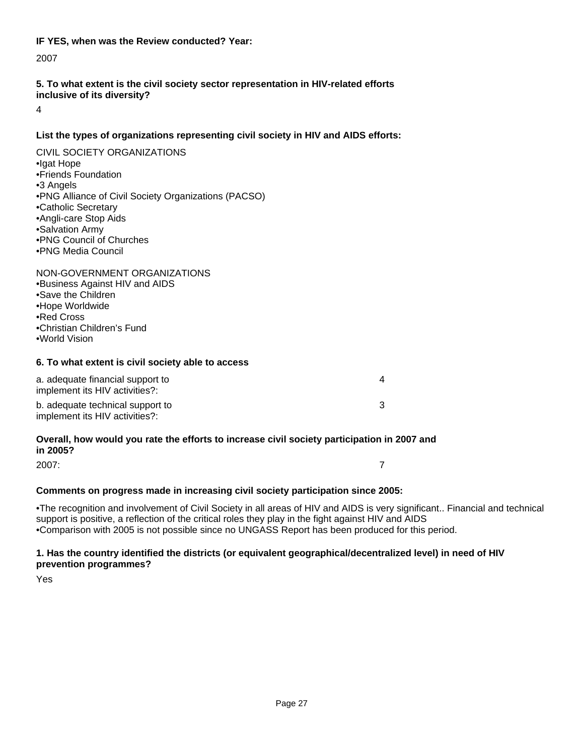**IF YES, when was the Review conducted? Year:**

2007

**5. To what extent is the civil society sector representation in HIV-related efforts inclusive of its diversity?**

4

**List the types of organizations representing civil society in HIV and AIDS efforts:**

CIVIL SOCIETY ORGANIZATIONS
•Igat Hope
•Friends Foundation
•3 Angels
•PNG Alliance of Civil Society Organizations (PACSO)
•Catholic Secretary
•Angli-care Stop Aids
•Salvation Army
•PNG Council of Churches
•PNG Media Council

NON-GOVERNMENT ORGANIZATIONS
•Business Against HIV and AIDS
•Save the Children
•Hope Worldwide
•Red Cross
•Christian Children's Fund
•World Vision

**6. To what extent is civil society able to access**

| | |
|---|---|
| a. adequate financial support to implement its HIV activities?: | 4 |
| b. adequate technical support to implement its HIV activities?: | 3 |

**Overall, how would you rate the efforts to increase civil society participation in 2007 and in 2005?**

| | |
|---|---|
| 2007: | 7 |

**Comments on progress made in increasing civil society participation since 2005:**

•The recognition and involvement of Civil Society in all areas of HIV and AIDS is very significant.. Financial and technical support is positive, a reflection of the critical roles they play in the fight against HIV and AIDS
•Comparison with 2005 is not possible since no UNGASS Report has been produced for this period.

**1. Has the country identified the districts (or equivalent geographical/decentralized level) in need of HIV prevention programmes?**

Yes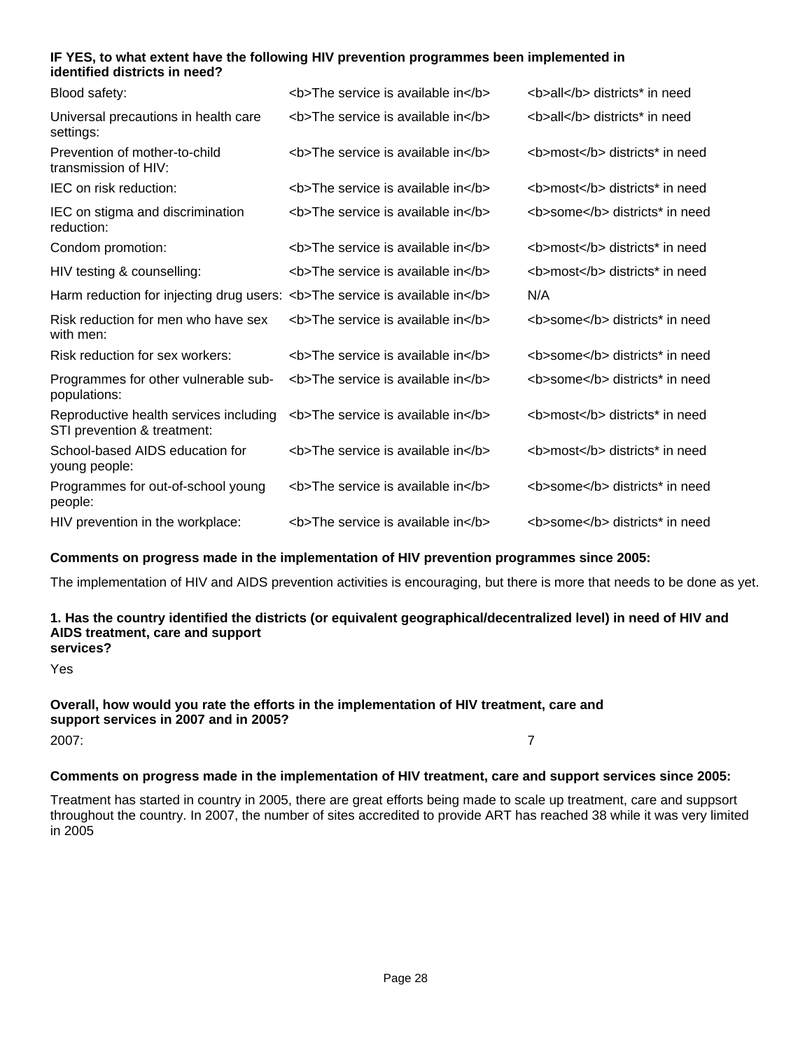**IF YES, to what extent have the following HIV prevention programmes been implemented in identified districts in need?**

| | | |
|---|---|---|
| Blood safety: | <b>The service is available in</b> | <b>all</b> districts* in need |
| Universal precautions in health care settings: | <b>The service is available in</b> | <b>all</b> districts* in need |
| Prevention of mother-to-child transmission of HIV: | <b>The service is available in</b> | <b>most</b> districts* in need |
| IEC on risk reduction: | <b>The service is available in</b> | <b>most</b> districts* in need |
| IEC on stigma and discrimination reduction: | <b>The service is available in</b> | <b>some</b> districts* in need |
| Condom promotion: | <b>The service is available in</b> | <b>most</b> districts* in need |
| HIV testing & counselling: | <b>The service is available in</b> | <b>most</b> districts* in need |
| Harm reduction for injecting drug users: | <b>The service is available in</b> | N/A |
| Risk reduction for men who have sex with men: | <b>The service is available in</b> | <b>some</b> districts* in need |
| Risk reduction for sex workers: | <b>The service is available in</b> | <b>some</b> districts* in need |
| Programmes for other vulnerable sub-populations: | <b>The service is available in</b> | <b>some</b> districts* in need |
| Reproductive health services including STI prevention & treatment: | <b>The service is available in</b> | <b>most</b> districts* in need |
| School-based AIDS education for young people: | <b>The service is available in</b> | <b>most</b> districts* in need |
| Programmes for out-of-school young people: | <b>The service is available in</b> | <b>some</b> districts* in need |
| HIV prevention in the workplace: | <b>The service is available in</b> | <b>some</b> districts* in need |

**Comments on progress made in the implementation of HIV prevention programmes since 2005:**

The implementation of HIV and AIDS prevention activities is encouraging, but there is more that needs to be done as yet.

**1. Has the country identified the districts (or equivalent geographical/decentralized level) in need of HIV and AIDS treatment, care and support services?**

Yes

**Overall, how would you rate the efforts in the implementation of HIV treatment, care and support services in 2007 and in 2005?**

2007: 7

**Comments on progress made in the implementation of HIV treatment, care and support services since 2005:**

Treatment has started in country in 2005, there are great efforts being made to scale up treatment, care and suppsort throughout the country. In 2007, the number of sites accredited to provide ART has reached 38 while it was very limited in 2005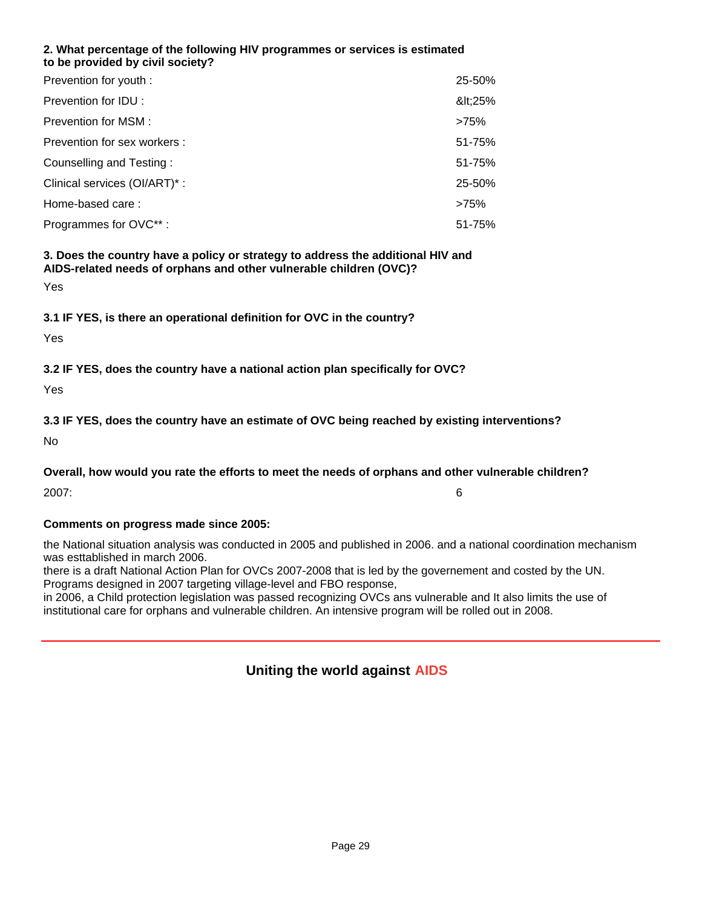**2. What percentage of the following HIV programmes or services is estimated to be provided by civil society?**

| | |
|---|---|
| Prevention for youth : | 25-50% |
| Prevention for IDU : | &lt;25% |
| Prevention for MSM : | >75% |
| Prevention for sex workers : | 51-75% |
| Counselling and Testing : | 51-75% |
| Clinical services (OI/ART)* : | 25-50% |
| Home-based care : | >75% |
| Programmes for OVC** : | 51-75% |

**3. Does the country have a policy or strategy to address the additional HIV and AIDS-related needs of orphans and other vulnerable children (OVC)?**

Yes

**3.1 IF YES, is there an operational definition for OVC in the country?**

Yes

**3.2 IF YES, does the country have a national action plan specifically for OVC?**

Yes

**3.3 IF YES, does the country have an estimate of OVC being reached by existing interventions?**

No

**Overall, how would you rate the efforts to meet the needs of orphans and other vulnerable children?**

2007: 6

**Comments on progress made since 2005:**

the National situation analysis was conducted in 2005 and published in 2006. and a national coordination mechanism was esttablished in march 2006.
there is a draft National Action Plan for OVCs 2007-2008 that is led by the governement and costed by the UN.
Programs designed in 2007 targeting village-level and FBO response,
in 2006, a Child protection legislation was passed recognizing OVCs ans vulnerable and It also limits the use of institutional care for orphans and vulnerable children. An intensive program will be rolled out in 2008.

Uniting the world against AIDS